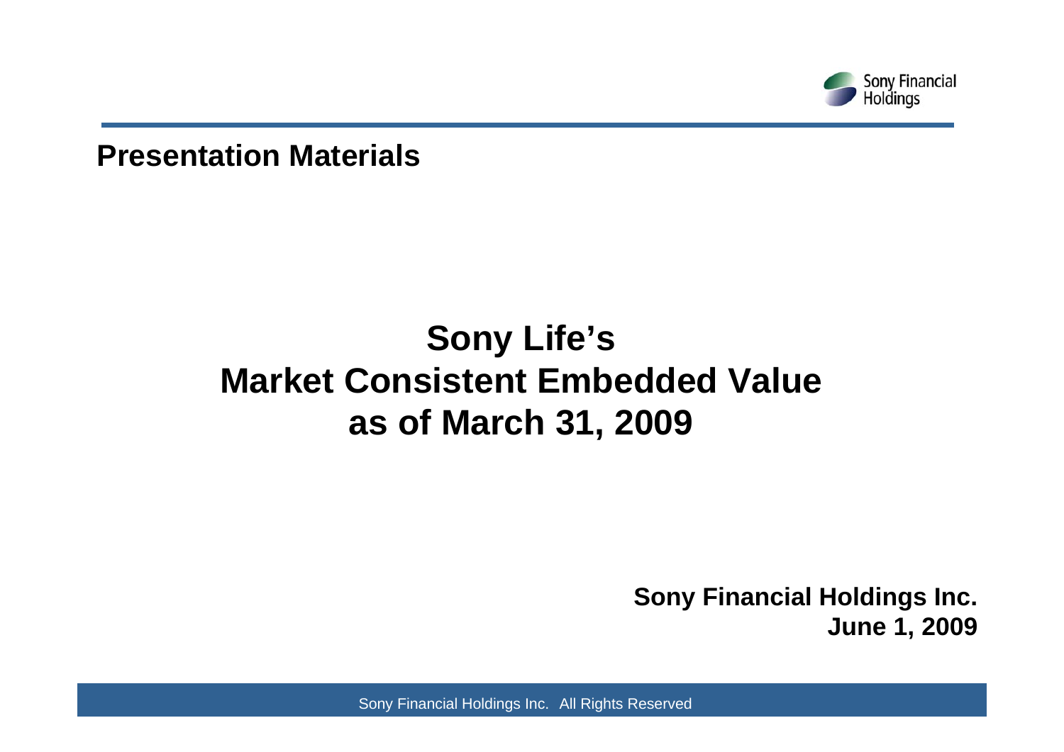Presentation Materials

# Sony Life's Market Consistent Embedded Value as of March 31, 2009

**Sony Financial Holdings Inc.**
**June 1, 2009**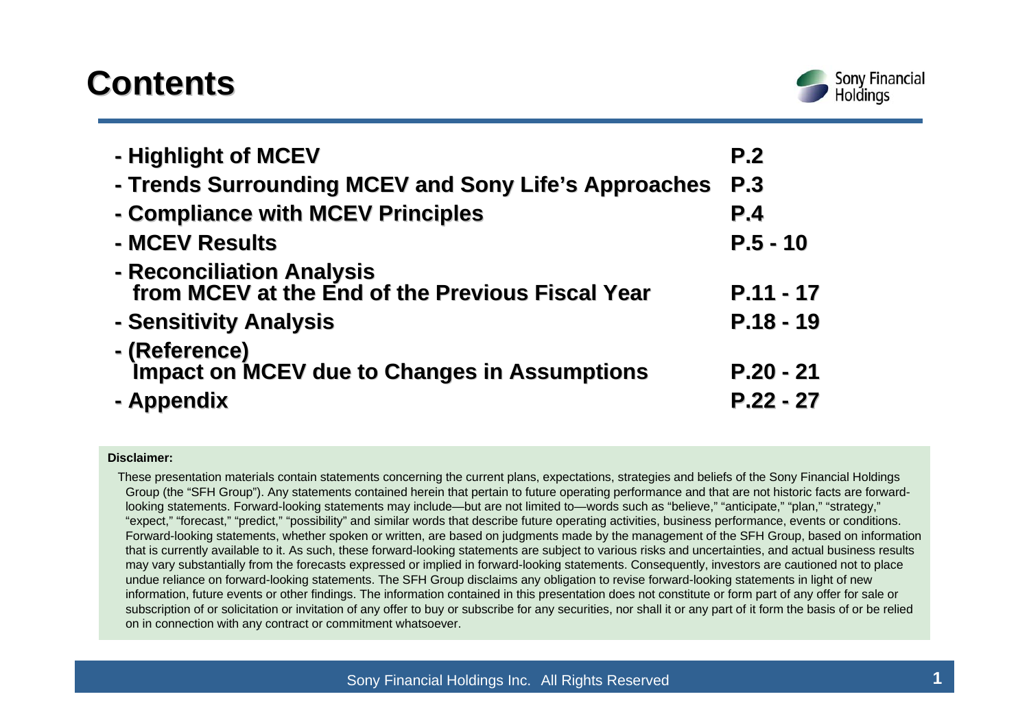# Contents

| | |
|---|---|
| - Highlight of MCEV | P.2 |
| - Trends Surrounding MCEV and Sony Life's Approaches | P.3 |
| - Compliance with MCEV Principles | P.4 |
| - MCEV Results | P.5 - 10 |
| - Reconciliation Analysis from MCEV at the End of the Previous Fiscal Year | P.11 - 17 |
| - Sensitivity Analysis | P.18 - 19 |
| - (Reference) Impact on MCEV due to Changes in Assumptions | P.20 - 21 |
| - Appendix | P.22 - 27 |

**Disclaimer:**

These presentation materials contain statements concerning the current plans, expectations, strategies and beliefs of the Sony Financial Holdings Group (the "SFH Group"). Any statements contained herein that pertain to future operating performance and that are not historic facts are forward-looking statements. Forward-looking statements may include—but are not limited to—words such as "believe," "anticipate," "plan," "strategy," "expect," "forecast," "predict," "possibility" and similar words that describe future operating activities, business performance, events or conditions. Forward-looking statements, whether spoken or written, are based on judgments made by the management of the SFH Group, based on information that is currently available to it. As such, these forward-looking statements are subject to various risks and uncertainties, and actual business results may vary substantially from the forecasts expressed or implied in forward-looking statements. Consequently, investors are cautioned not to place undue reliance on forward-looking statements. The SFH Group disclaims any obligation to revise forward-looking statements in light of new information, future events or other findings. The information contained in this presentation does not constitute or form part of any offer for sale or subscription of or solicitation or invitation of any offer to buy or subscribe for any securities, nor shall it or any part of it form the basis of or be relied on in connection with any contract or commitment whatsoever.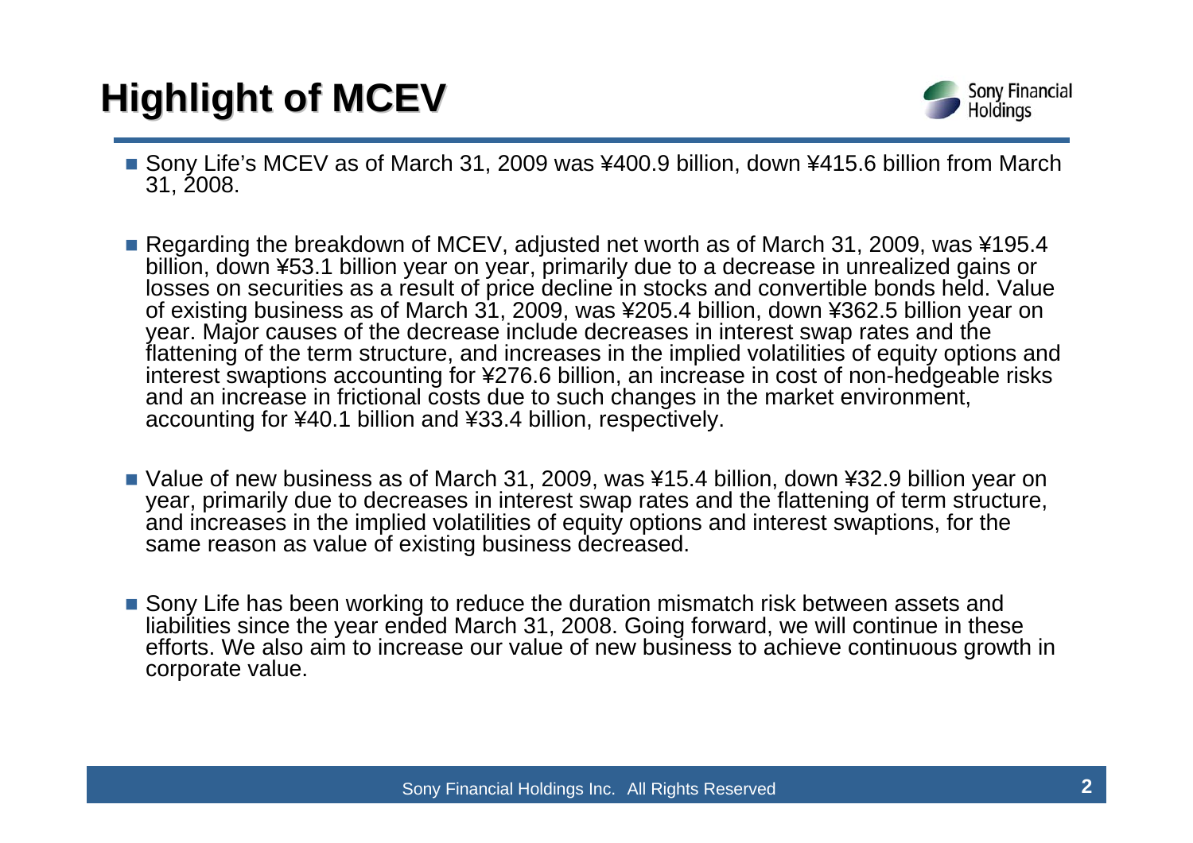# Highlight of MCEV

- Sony Life's MCEV as of March 31, 2009 was ¥400.9 billion, down ¥415.6 billion from March 31, 2008.

- Regarding the breakdown of MCEV, adjusted net worth as of March 31, 2009, was ¥195.4 billion, down ¥53.1 billion year on year, primarily due to a decrease in unrealized gains or losses on securities as a result of price decline in stocks and convertible bonds held. Value of existing business as of March 31, 2009, was ¥205.4 billion, down ¥362.5 billion year on year. Major causes of the decrease include decreases in interest swap rates and the flattening of the term structure, and increases in the implied volatilities of equity options and interest swaptions accounting for ¥276.6 billion, an increase in cost of non-hedgeable risks and an increase in frictional costs due to such changes in the market environment, accounting for ¥40.1 billion and ¥33.4 billion, respectively.

- Value of new business as of March 31, 2009, was ¥15.4 billion, down ¥32.9 billion year on year, primarily due to decreases in interest swap rates and the flattening of term structure, and increases in the implied volatilities of equity options and interest swaptions, for the same reason as value of existing business decreased.

- Sony Life has been working to reduce the duration mismatch risk between assets and liabilities since the year ended March 31, 2008. Going forward, we will continue in these efforts. We also aim to increase our value of new business to achieve continuous growth in corporate value.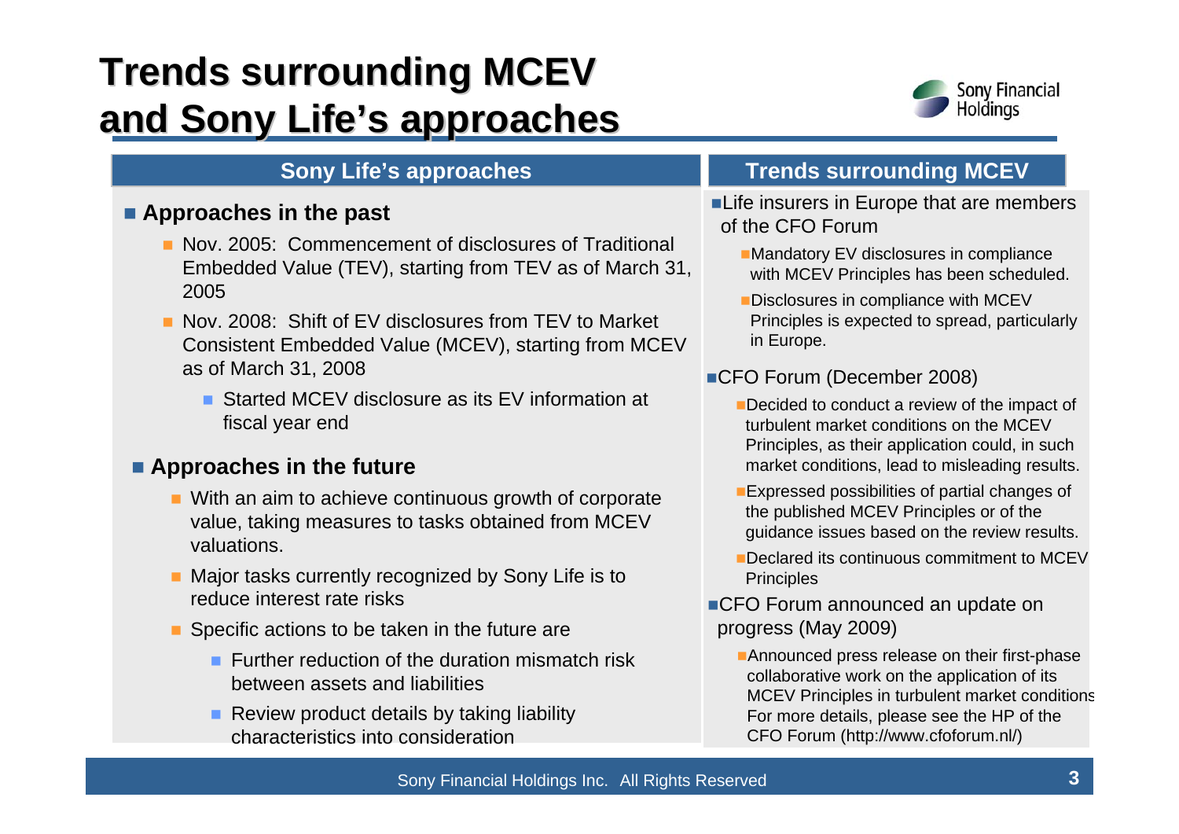# Trends surrounding MCEV and Sony Life's approaches

## Sony Life's approaches

- **Approaches in the past**
  - Nov. 2005: Commencement of disclosures of Traditional Embedded Value (TEV), starting from TEV as of March 31, 2005
  - Nov. 2008: Shift of EV disclosures from TEV to Market Consistent Embedded Value (MCEV), starting from MCEV as of March 31, 2008
    - Started MCEV disclosure as its EV information at fiscal year end
- **Approaches in the future**
  - With an aim to achieve continuous growth of corporate value, taking measures to tasks obtained from MCEV valuations.
  - Major tasks currently recognized by Sony Life is to reduce interest rate risks
  - Specific actions to be taken in the future are
    - Further reduction of the duration mismatch risk between assets and liabilities
    - Review product details by taking liability characteristics into consideration

## Trends surrounding MCEV

- Life insurers in Europe that are members of the CFO Forum
  - Mandatory EV disclosures in compliance with MCEV Principles has been scheduled.
  - Disclosures in compliance with MCEV Principles is expected to spread, particularly in Europe.
- CFO Forum (December 2008)
  - Decided to conduct a review of the impact of turbulent market conditions on the MCEV Principles, as their application could, in such market conditions, lead to misleading results.
  - Expressed possibilities of partial changes of the published MCEV Principles or of the guidance issues based on the review results.
  - Declared its continuous commitment to MCEV Principles
- CFO Forum announced an update on progress (May 2009)
  - Announced press release on their first-phase collaborative work on the application of its MCEV Principles in turbulent market conditions For more details, please see the HP of the CFO Forum (http://www.cfoforum.nl/)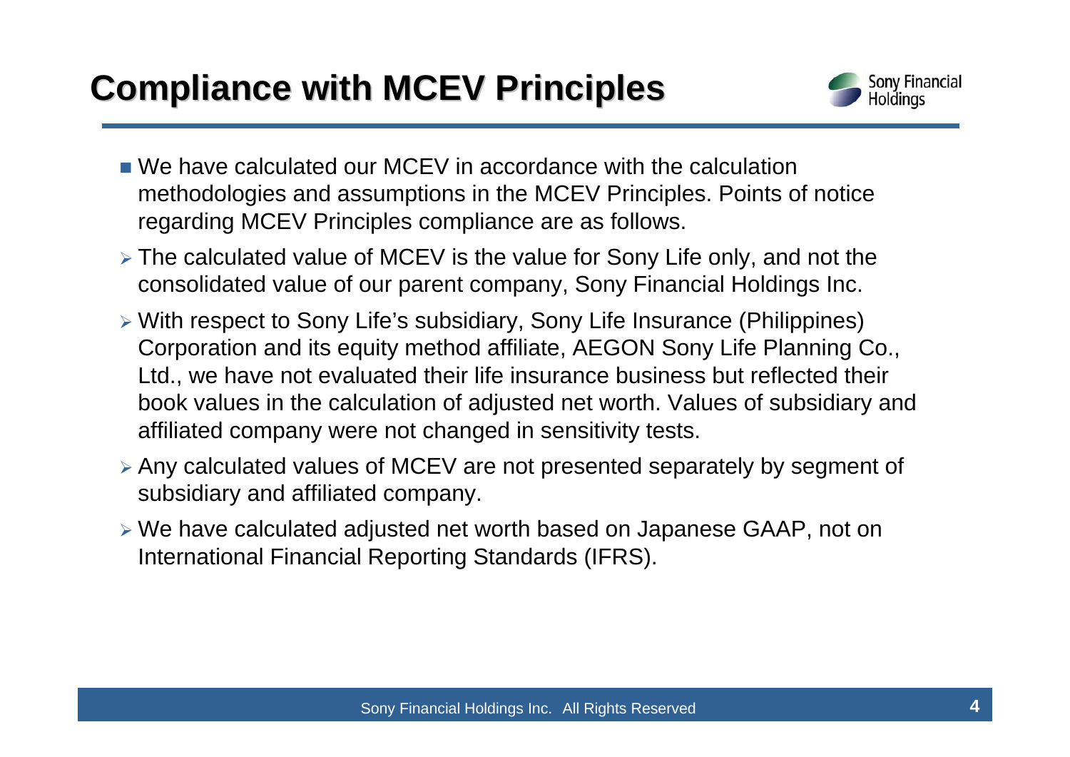# Compliance with MCEV Principles

- We have calculated our MCEV in accordance with the calculation methodologies and assumptions in the MCEV Principles. Points of notice regarding MCEV Principles compliance are as follows.
  - The calculated value of MCEV is the value for Sony Life only, and not the consolidated value of our parent company, Sony Financial Holdings Inc.
  - With respect to Sony Life's subsidiary, Sony Life Insurance (Philippines) Corporation and its equity method affiliate, AEGON Sony Life Planning Co., Ltd., we have not evaluated their life insurance business but reflected their book values in the calculation of adjusted net worth. Values of subsidiary and affiliated company were not changed in sensitivity tests.
  - Any calculated values of MCEV are not presented separately by segment of subsidiary and affiliated company.
  - We have calculated adjusted net worth based on Japanese GAAP, not on International Financial Reporting Standards (IFRS).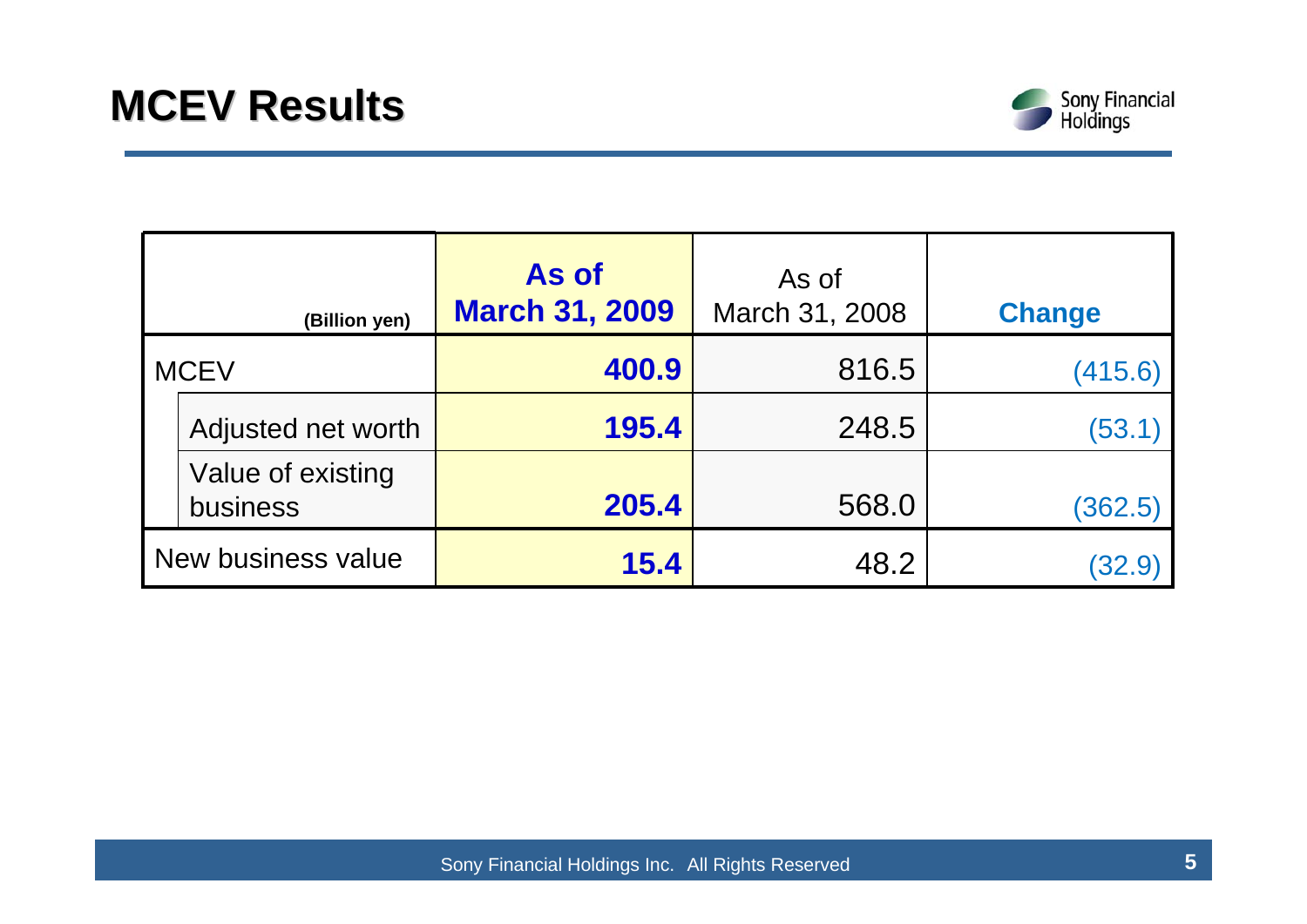# MCEV Results

| (Billion yen) | As of March 31, 2009 | As of March 31, 2008 | Change |
|---|---|---|---|
| MCEV | **400.9** | 816.5 | (415.6) |
| Adjusted net worth | **195.4** | 248.5 | (53.1) |
| Value of existing business | **205.4** | 568.0 | (362.5) |
| New business value | **15.4** | 48.2 | (32.9) |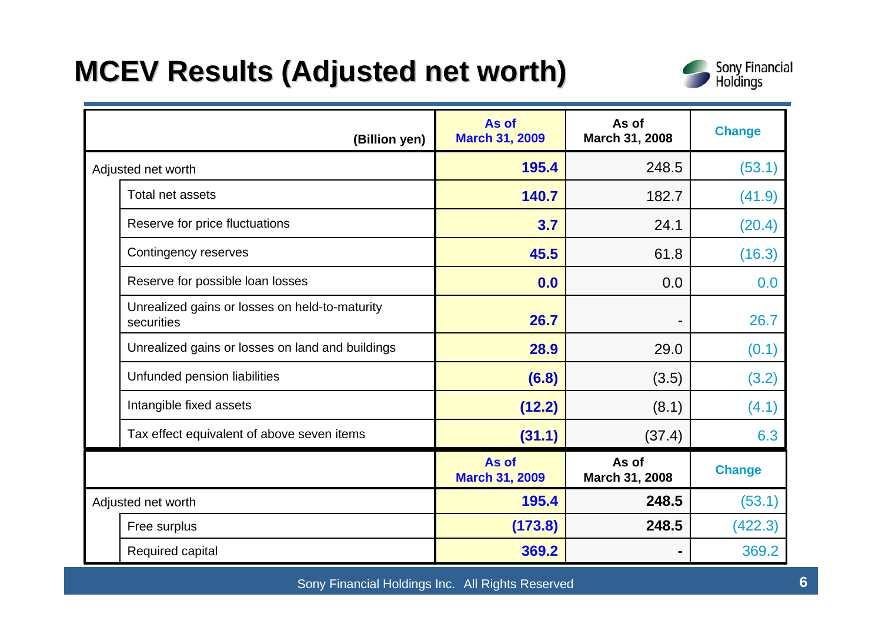# MCEV Results (Adjusted net worth)

| (Billion yen) | | As of March 31, 2009 | As of March 31, 2008 | Change |
|---|---|---|---|---|
| Adjusted net worth | | **195.4** | 248.5 | (53.1) |
| | Total net assets | **140.7** | 182.7 | (41.9) |
| | Reserve for price fluctuations | **3.7** | 24.1 | (20.4) |
| | Contingency reserves | **45.5** | 61.8 | (16.3) |
| | Reserve for possible loan losses | **0.0** | 0.0 | 0.0 |
| | Unrealized gains or losses on held-to-maturity securities | **26.7** | - | 26.7 |
| | Unrealized gains or losses on land and buildings | **28.9** | 29.0 | (0.1) |
| | Unfunded pension liabilities | **(6.8)** | (3.5) | (3.2) |
| | Intangible fixed assets | **(12.2)** | (8.1) | (4.1) |
| | Tax effect equivalent of above seven items | **(31.1)** | (37.4) | 6.3 |

| | | As of March 31, 2009 | As of March 31, 2008 | Change |
|---|---|---|---|---|
| Adjusted net worth | | **195.4** | **248.5** | (53.1) |
| | Free surplus | **(173.8)** | **248.5** | (422.3) |
| | Required capital | **369.2** | **-** | 369.2 |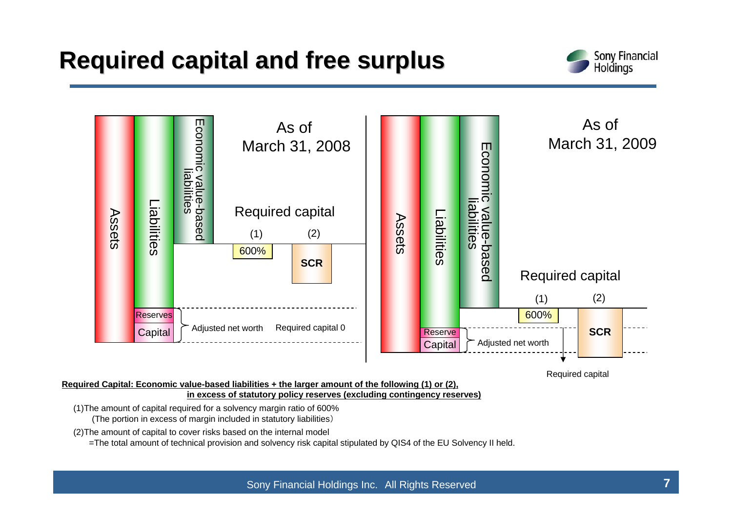# Required capital and free surplus

Assets

Liabilities

Economic value-based liabilities

As of March 31, 2008

Required capital

(1) 600%

(2) SCR

Reserves

Capital

Adjusted net worth

Required capital 0

Assets

Liabilities

Economic value-based liabilities

As of March 31, 2009

Required capital

(1) 600%

(2) SCR

Reserve

Capital

Adjusted net worth

Required capital

**Required Capital: Economic value-based liabilities + the larger amount of the following (1) or (2), in excess of statutory policy reserves (excluding contingency reserves)**

(1)The amount of capital required for a solvency margin ratio of 600%
(The portion in excess of margin included in statutory liabilities)

(2)The amount of capital to cover risks based on the internal model
=The total amount of technical provision and solvency risk capital stipulated by QIS4 of the EU Solvency II held.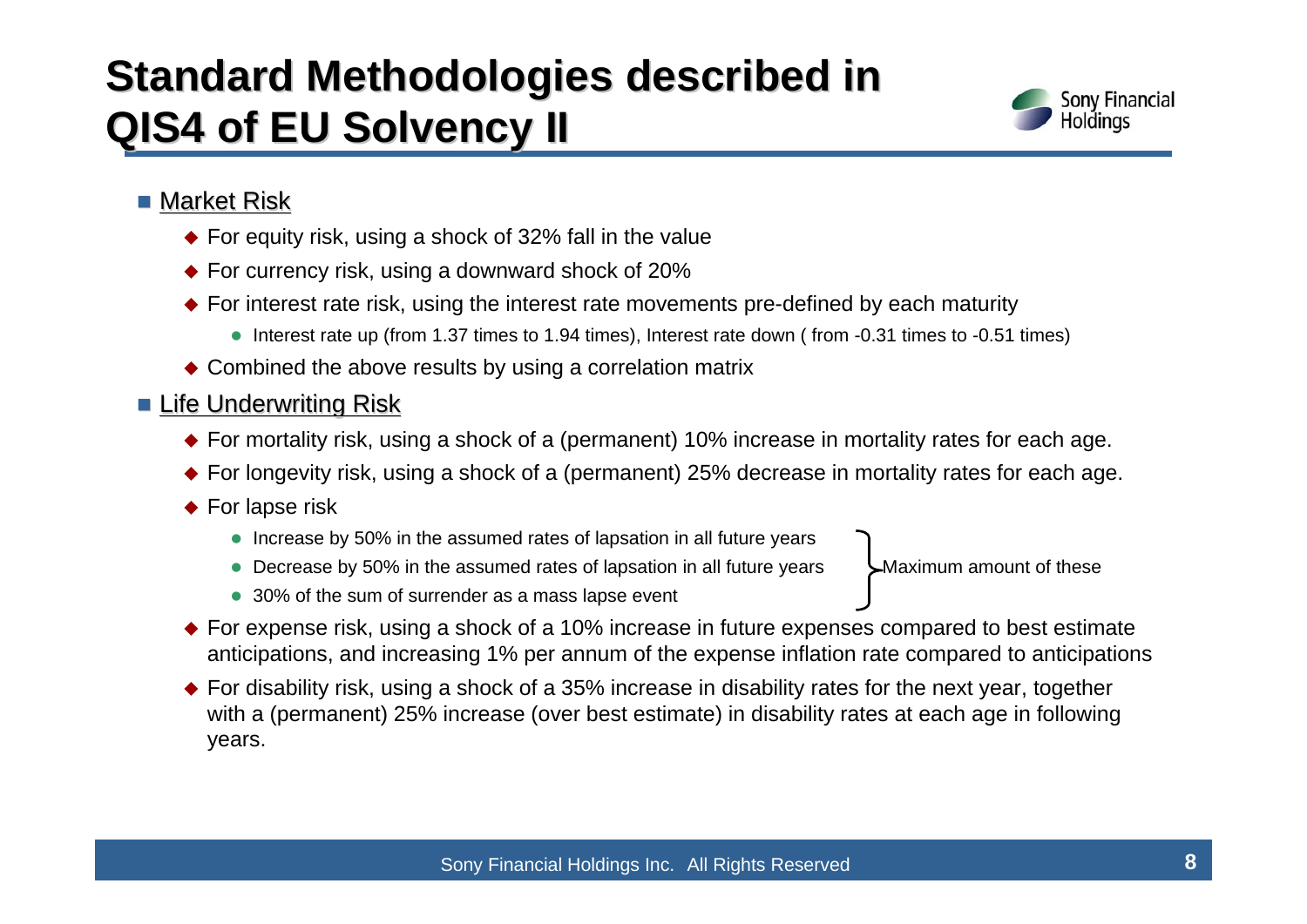# Standard Methodologies described in QIS4 of EU Solvency II

- Market Risk
  - For equity risk, using a shock of 32% fall in the value
  - For currency risk, using a downward shock of 20%
  - For interest rate risk, using the interest rate movements pre-defined by each maturity
    - Interest rate up (from 1.37 times to 1.94 times), Interest rate down ( from -0.31 times to -0.51 times)
  - Combined the above results by using a correlation matrix
- Life Underwriting Risk
  - For mortality risk, using a shock of a (permanent) 10% increase in mortality rates for each age.
  - For longevity risk, using a shock of a (permanent) 25% decrease in mortality rates for each age.
  - For lapse risk (Maximum amount of these)
    - Increase by 50% in the assumed rates of lapsation in all future years
    - Decrease by 50% in the assumed rates of lapsation in all future years
    - 30% of the sum of surrender as a mass lapse event
  - For expense risk, using a shock of a 10% increase in future expenses compared to best estimate anticipations, and increasing 1% per annum of the expense inflation rate compared to anticipations
  - For disability risk, using a shock of a 35% increase in disability rates for the next year, together with a (permanent) 25% increase (over best estimate) in disability rates at each age in following years.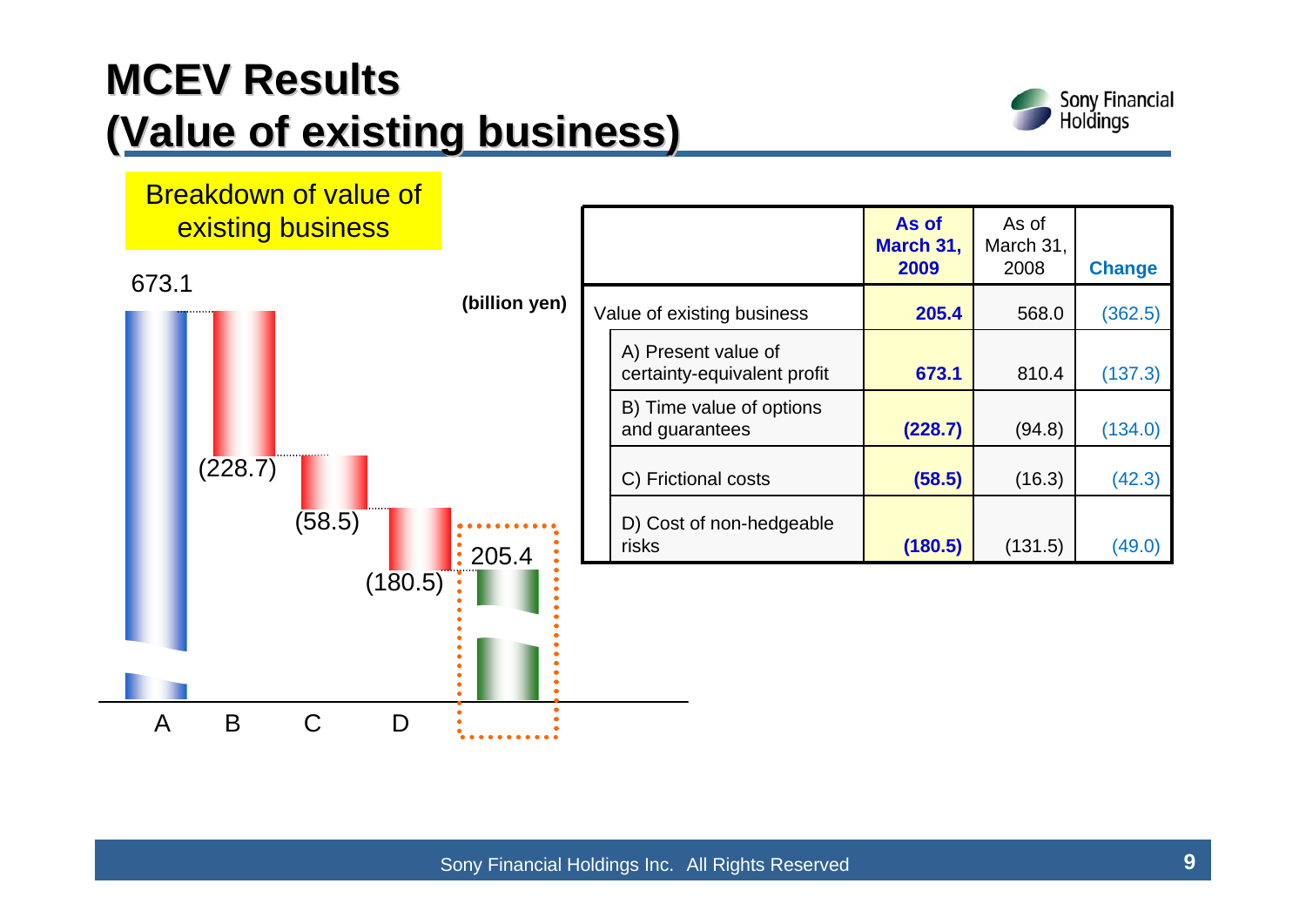# MCEV Results (Value of existing business)

**Breakdown of value of existing business**

673.1

(228.7)

(58.5)

(180.5)

205.4

A B C D

**(billion yen)**

| | As of March 31, 2009 | As of March 31, 2008 | Change |
|---|---|---|---|
| Value of existing business | **205.4** | 568.0 | (362.5) |
| A) Present value of certainty-equivalent profit | **673.1** | 810.4 | (137.3) |
| B) Time value of options and guarantees | **(228.7)** | (94.8) | (134.0) |
| C) Frictional costs | **(58.5)** | (16.3) | (42.3) |
| D) Cost of non-hedgeable risks | **(180.5)** | (131.5) | (49.0) |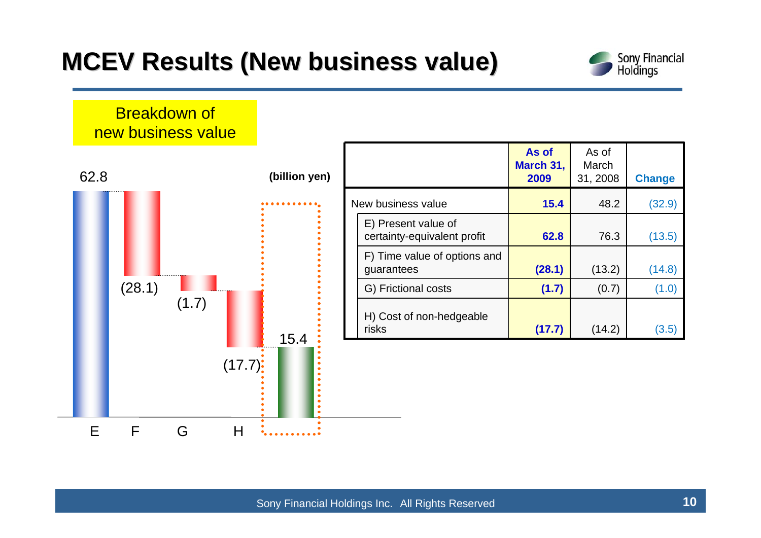# MCEV Results (New business value)

**Breakdown of new business value**

(billion yen)

E: 62.8
F: (28.1)
G: (1.7)
H: (17.7)
15.4

| | As of March 31, 2009 | As of March 31, 2008 | Change |
|---|---|---|---|
| New business value | **15.4** | 48.2 | (32.9) |
| E) Present value of certainty-equivalent profit | **62.8** | 76.3 | (13.5) |
| F) Time value of options and guarantees | **(28.1)** | (13.2) | (14.8) |
| G) Frictional costs | **(1.7)** | (0.7) | (1.0) |
| H) Cost of non-hedgeable risks | **(17.7)** | (14.2) | (3.5) |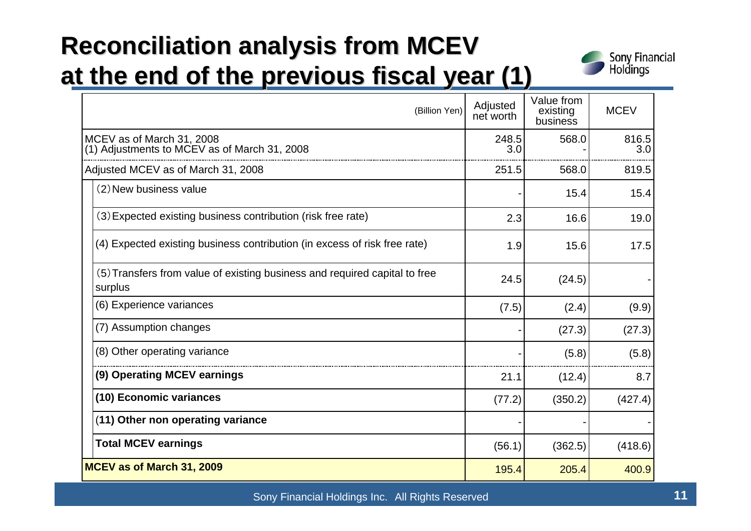# Reconciliation analysis from MCEV at the end of the previous fiscal year (1)

| (Billion Yen) | Adjusted net worth | Value from existing business | MCEV |
|---|---|---|---|
| MCEV as of March 31, 2008 | 248.5 | 568.0 | 816.5 |
| (1) Adjustments to MCEV as of March 31, 2008 | 3.0 | - | 3.0 |
| Adjusted MCEV as of March 31, 2008 | 251.5 | 568.0 | 819.5 |
| (2) New business value | - | 15.4 | 15.4 |
| (3) Expected existing business contribution (risk free rate) | 2.3 | 16.6 | 19.0 |
| (4) Expected existing business contribution (in excess of risk free rate) | 1.9 | 15.6 | 17.5 |
| (5) Transfers from value of existing business and required capital to free surplus | 24.5 | (24.5) | - |
| (6) Experience variances | (7.5) | (2.4) | (9.9) |
| (7) Assumption changes | - | (27.3) | (27.3) |
| (8) Other operating variance | - | (5.8) | (5.8) |
| **(9) Operating MCEV earnings** | 21.1 | (12.4) | 8.7 |
| **(10) Economic variances** | (77.2) | (350.2) | (427.4) |
| **(11) Other non operating variance** | - | - | - |
| **Total MCEV earnings** | (56.1) | (362.5) | (418.6) |
| **MCEV as of March 31, 2009** | 195.4 | 205.4 | 400.9 |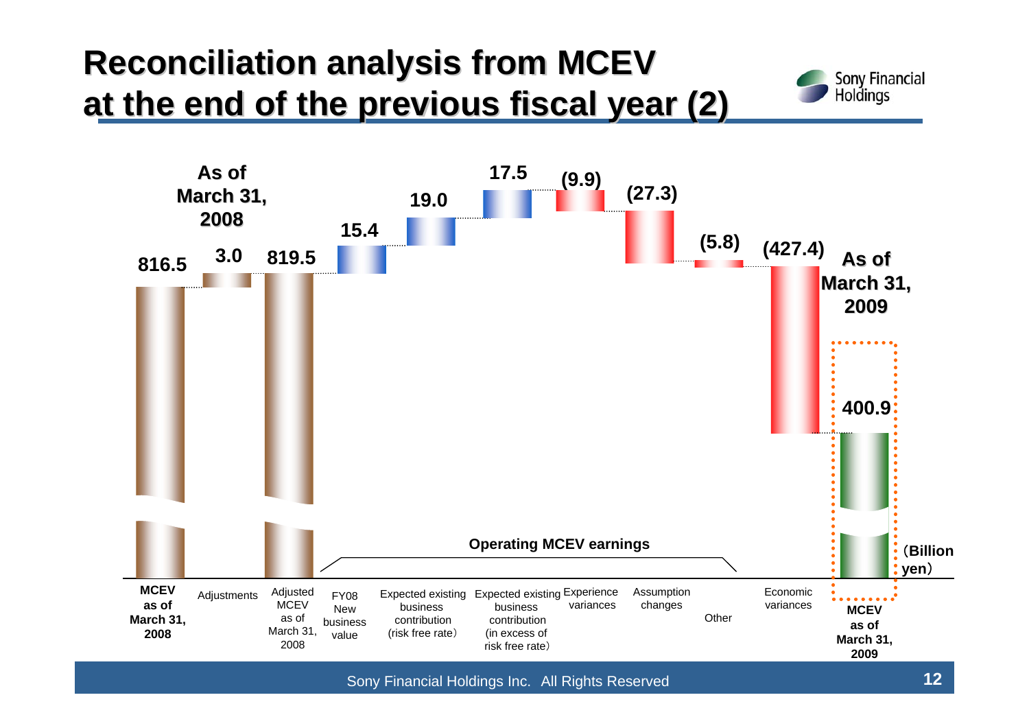# Reconciliation analysis from MCEV at the end of the previous fiscal year (2)

(Billion yen)

| Item | Value |
| --- | --- |
| MCEV as of March 31, 2008 | 816.5 |
| Adjustments | 3.0 |
| Adjusted MCEV as of March 31, 2008 | 819.5 |
| FY08 New business value | 15.4 |
| Expected existing business contribution (risk free rate) | 19.0 |
| Expected existing business contribution (in excess of risk free rate) | 17.5 |
| Experience variances | (9.9) |
| Assumption changes | (27.3) |
| Other | (5.8) |
| Economic variances | (427.4) |
| MCEV as of March 31, 2009 | 400.9 |

Operating MCEV earnings: FY08 New business value through Other.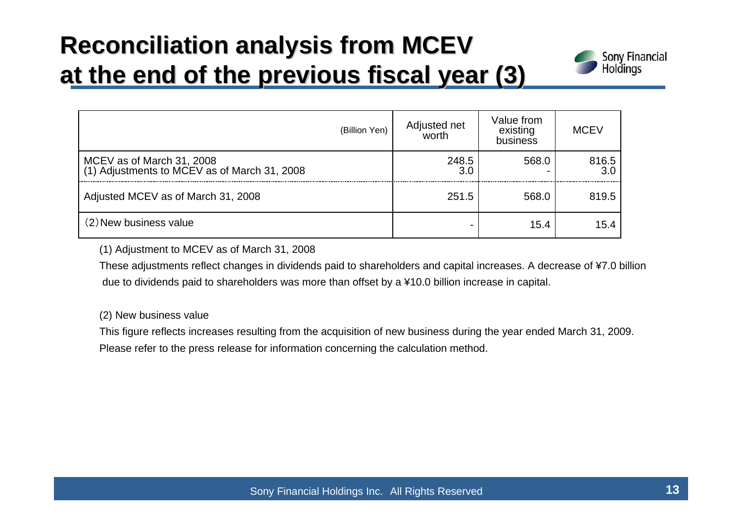# Reconciliation analysis from MCEV at the end of the previous fiscal year (3)

| (Billion Yen) | Adjusted net worth | Value from existing business | MCEV |
|---|---|---|---|
| MCEV as of March 31, 2008 | 248.5 | 568.0 | 816.5 |
| (1) Adjustments to MCEV as of March 31, 2008 | 3.0 | - | 3.0 |
| Adjusted MCEV as of March 31, 2008 | 251.5 | 568.0 | 819.5 |
| (2) New business value | - | 15.4 | 15.4 |

(1) Adjustment to MCEV as of March 31, 2008

These adjustments reflect changes in dividends paid to shareholders and capital increases. A decrease of ¥7.0 billion due to dividends paid to shareholders was more than offset by a ¥10.0 billion increase in capital.

(2) New business value

This figure reflects increases resulting from the acquisition of new business during the year ended March 31, 2009. Please refer to the press release for information concerning the calculation method.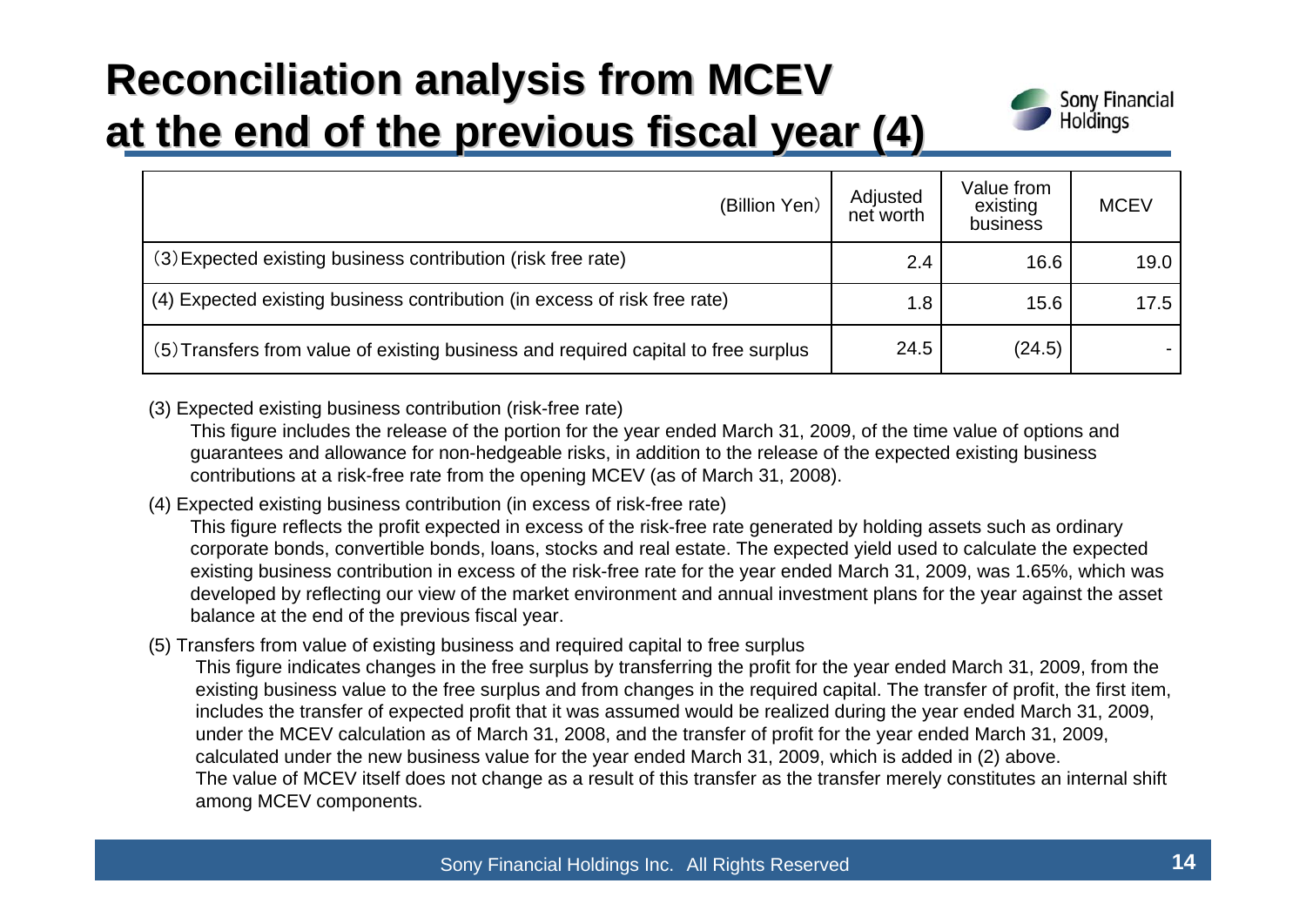# Reconciliation analysis from MCEV at the end of the previous fiscal year (4)

| (Billion Yen) | Adjusted net worth | Value from existing business | MCEV |
|---|---|---|---|
| (3) Expected existing business contribution (risk free rate) | 2.4 | 16.6 | 19.0 |
| (4) Expected existing business contribution (in excess of risk free rate) | 1.8 | 15.6 | 17.5 |
| (5) Transfers from value of existing business and required capital to free surplus | 24.5 | (24.5) | - |

(3) Expected existing business contribution (risk-free rate)

This figure includes the release of the portion for the year ended March 31, 2009, of the time value of options and guarantees and allowance for non-hedgeable risks, in addition to the release of the expected existing business contributions at a risk-free rate from the opening MCEV (as of March 31, 2008).

(4) Expected existing business contribution (in excess of risk-free rate)

This figure reflects the profit expected in excess of the risk-free rate generated by holding assets such as ordinary corporate bonds, convertible bonds, loans, stocks and real estate. The expected yield used to calculate the expected existing business contribution in excess of the risk-free rate for the year ended March 31, 2009, was 1.65%, which was developed by reflecting our view of the market environment and annual investment plans for the year against the asset balance at the end of the previous fiscal year.

(5) Transfers from value of existing business and required capital to free surplus

This figure indicates changes in the free surplus by transferring the profit for the year ended March 31, 2009, from the existing business value to the free surplus and from changes in the required capital. The transfer of profit, the first item, includes the transfer of expected profit that it was assumed would be realized during the year ended March 31, 2009, under the MCEV calculation as of March 31, 2008, and the transfer of profit for the year ended March 31, 2009, calculated under the new business value for the year ended March 31, 2009, which is added in (2) above.

The value of MCEV itself does not change as a result of this transfer as the transfer merely constitutes an internal shift among MCEV components.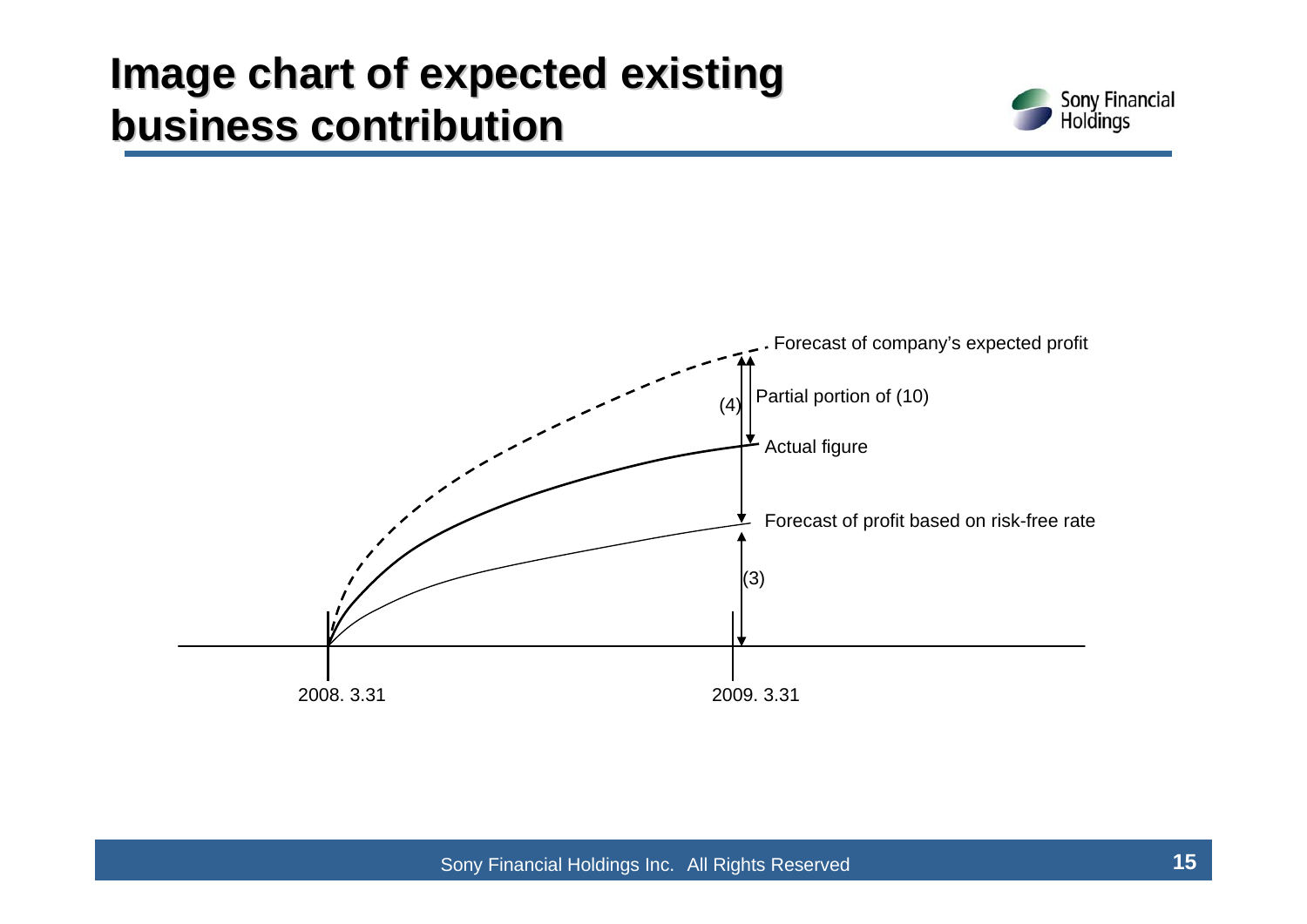# Image chart of expected existing business contribution

Forecast of company's expected profit

(4)

Partial portion of (10)

Actual figure

Forecast of profit based on risk-free rate

(3)

2008. 3.31

2009. 3.31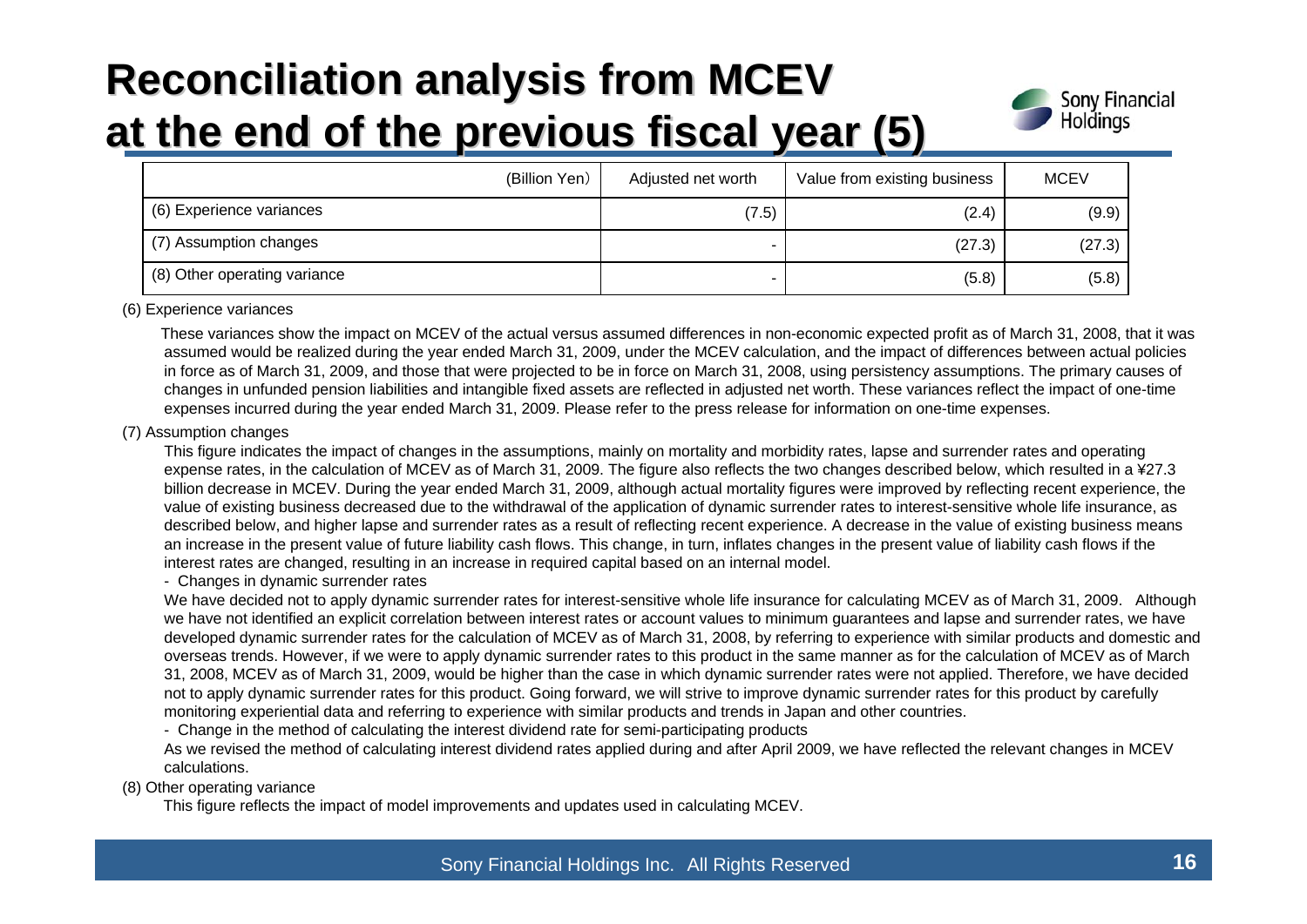# Reconciliation analysis from MCEV at the end of the previous fiscal year (5)

| (Billion Yen) | Adjusted net worth | Value from existing business | MCEV |
|---|---|---|---|
| (6) Experience variances | (7.5) | (2.4) | (9.9) |
| (7) Assumption changes | - | (27.3) | (27.3) |
| (8) Other operating variance | - | (5.8) | (5.8) |

(6) Experience variances

These variances show the impact on MCEV of the actual versus assumed differences in non-economic expected profit as of March 31, 2008, that it was assumed would be realized during the year ended March 31, 2009, under the MCEV calculation, and the impact of differences between actual policies in force as of March 31, 2009, and those that were projected to be in force on March 31, 2008, using persistency assumptions. The primary causes of changes in unfunded pension liabilities and intangible fixed assets are reflected in adjusted net worth. These variances reflect the impact of one-time expenses incurred during the year ended March 31, 2009. Please refer to the press release for information on one-time expenses.

(7) Assumption changes

This figure indicates the impact of changes in the assumptions, mainly on mortality and morbidity rates, lapse and surrender rates and operating expense rates, in the calculation of MCEV as of March 31, 2009. The figure also reflects the two changes described below, which resulted in a ¥27.3 billion decrease in MCEV. During the year ended March 31, 2009, although actual mortality figures were improved by reflecting recent experience, the value of existing business decreased due to the withdrawal of the application of dynamic surrender rates to interest-sensitive whole life insurance, as described below, and higher lapse and surrender rates as a result of reflecting recent experience. A decrease in the value of existing business means an increase in the present value of future liability cash flows. This change, in turn, inflates changes in the present value of liability cash flows if the interest rates are changed, resulting in an increase in required capital based on an internal model.

- Changes in dynamic surrender rates

We have decided not to apply dynamic surrender rates for interest-sensitive whole life insurance for calculating MCEV as of March 31, 2009. Although we have not identified an explicit correlation between interest rates or account values to minimum guarantees and lapse and surrender rates, we have developed dynamic surrender rates for the calculation of MCEV as of March 31, 2008, by referring to experience with similar products and domestic and overseas trends. However, if we were to apply dynamic surrender rates to this product in the same manner as for the calculation of MCEV as of March 31, 2008, MCEV as of March 31, 2009, would be higher than the case in which dynamic surrender rates were not applied. Therefore, we have decided not to apply dynamic surrender rates for this product. Going forward, we will strive to improve dynamic surrender rates for this product by carefully monitoring experiential data and referring to experience with similar products and trends in Japan and other countries.

- Change in the method of calculating the interest dividend rate for semi-participating products

As we revised the method of calculating interest dividend rates applied during and after April 2009, we have reflected the relevant changes in MCEV calculations.

(8) Other operating variance

This figure reflects the impact of model improvements and updates used in calculating MCEV.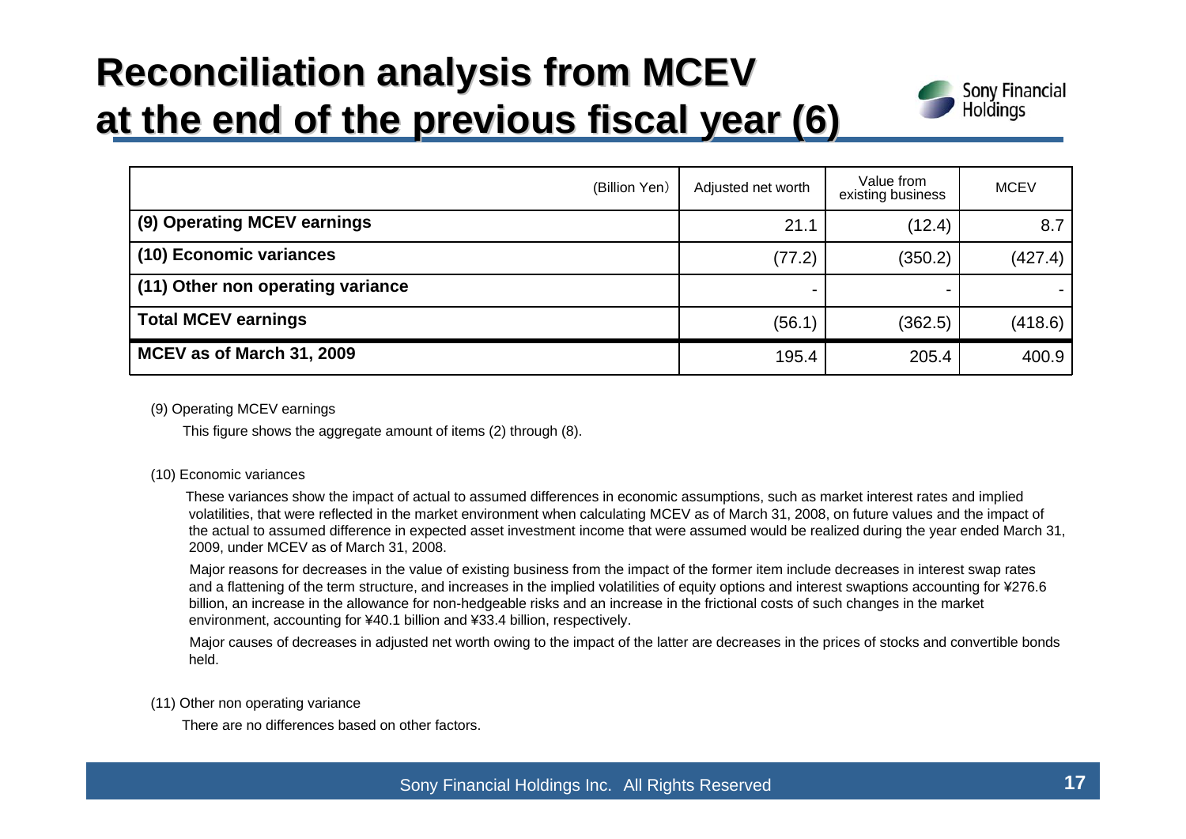# Reconciliation analysis from MCEV at the end of the previous fiscal year (6)

| (Billion Yen) | Adjusted net worth | Value from existing business | MCEV |
|---|---|---|---|
| **(9) Operating MCEV earnings** | 21.1 | (12.4) | 8.7 |
| **(10) Economic variances** | (77.2) | (350.2) | (427.4) |
| **(11) Other non operating variance** | - | - | - |
| **Total MCEV earnings** | (56.1) | (362.5) | (418.6) |
| **MCEV as of March 31, 2009** | 195.4 | 205.4 | 400.9 |

(9) Operating MCEV earnings

This figure shows the aggregate amount of items (2) through (8).

(10) Economic variances

These variances show the impact of actual to assumed differences in economic assumptions, such as market interest rates and implied volatilities, that were reflected in the market environment when calculating MCEV as of March 31, 2008, on future values and the impact of the actual to assumed difference in expected asset investment income that were assumed would be realized during the year ended March 31, 2009, under MCEV as of March 31, 2008.

Major reasons for decreases in the value of existing business from the impact of the former item include decreases in interest swap rates and a flattening of the term structure, and increases in the implied volatilities of equity options and interest swaptions accounting for ¥276.6 billion, an increase in the allowance for non-hedgeable risks and an increase in the frictional costs of such changes in the market environment, accounting for ¥40.1 billion and ¥33.4 billion, respectively.

Major causes of decreases in adjusted net worth owing to the impact of the latter are decreases in the prices of stocks and convertible bonds held.

(11) Other non operating variance

There are no differences based on other factors.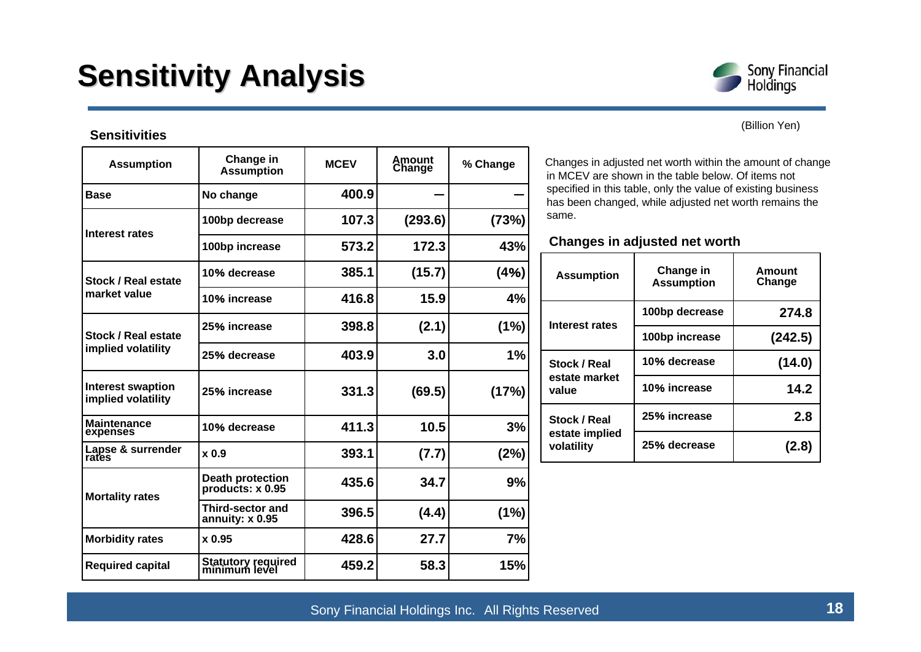# Sensitivity Analysis

(Billion Yen)

### Sensitivities

| Assumption | Change in Assumption | MCEV | Amount Change | % Change |
|---|---|---|---|---|
| Base | No change | 400.9 | — | — |
| Interest rates | 100bp decrease | 107.3 | (293.6) | (73%) |
| | 100bp increase | 573.2 | 172.3 | 43% |
| Stock / Real estate market value | 10% decrease | 385.1 | (15.7) | (4%) |
| | 10% increase | 416.8 | 15.9 | 4% |
| Stock / Real estate implied volatility | 25% increase | 398.8 | (2.1) | (1%) |
| | 25% decrease | 403.9 | 3.0 | 1% |
| Interest swaption implied volatility | 25% increase | 331.3 | (69.5) | (17%) |
| Maintenance expenses | 10% decrease | 411.3 | 10.5 | 3% |
| Lapse & surrender rates | x 0.9 | 393.1 | (7.7) | (2%) |
| Mortality rates | Death protection products: x 0.95 | 435.6 | 34.7 | 9% |
| | Third-sector and annuity: x 0.95 | 396.5 | (4.4) | (1%) |
| Morbidity rates | x 0.95 | 428.6 | 27.7 | 7% |
| Required capital | Statutory required minimum level | 459.2 | 58.3 | 15% |

Changes in adjusted net worth within the amount of change in MCEV are shown in the table below. Of items not specified in this table, only the value of existing business has been changed, while adjusted net worth remains the same.

### Changes in adjusted net worth

| Assumption | Change in Assumption | Amount Change |
|---|---|---|
| Interest rates | 100bp decrease | 274.8 |
| | 100bp increase | (242.5) |
| Stock / Real estate market value | 10% decrease | (14.0) |
| | 10% increase | 14.2 |
| Stock / Real estate implied volatility | 25% increase | 2.8 |
| | 25% decrease | (2.8) |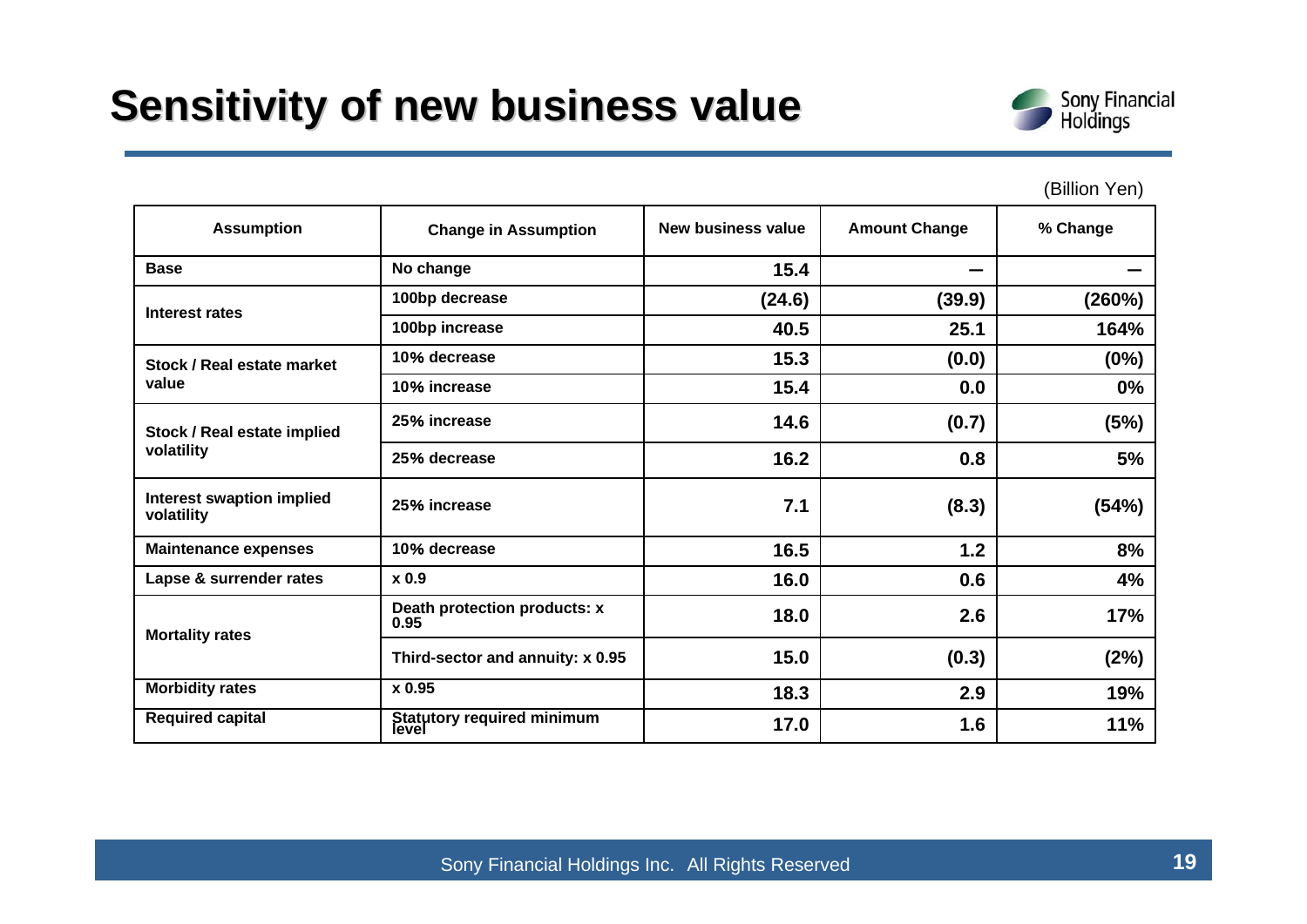# Sensitivity of new business value

(Billion Yen)

| Assumption | Change in Assumption | New business value | Amount Change | % Change |
|---|---|---|---|---|
| Base | No change | 15.4 | — | — |
| Interest rates | 100bp decrease | (24.6) | (39.9) | (260%) |
| | 100bp increase | 40.5 | 25.1 | 164% |
| Stock / Real estate market value | 10% decrease | 15.3 | (0.0) | (0%) |
| | 10% increase | 15.4 | 0.0 | 0% |
| Stock / Real estate implied volatility | 25% increase | 14.6 | (0.7) | (5%) |
| | 25% decrease | 16.2 | 0.8 | 5% |
| Interest swaption implied volatility | 25% increase | 7.1 | (8.3) | (54%) |
| Maintenance expenses | 10% decrease | 16.5 | 1.2 | 8% |
| Lapse & surrender rates | x 0.9 | 16.0 | 0.6 | 4% |
| Mortality rates | Death protection products: x 0.95 | 18.0 | 2.6 | 17% |
| | Third-sector and annuity: x 0.95 | 15.0 | (0.3) | (2%) |
| Morbidity rates | x 0.95 | 18.3 | 2.9 | 19% |
| Required capital | Statutory required minimum level | 17.0 | 1.6 | 11% |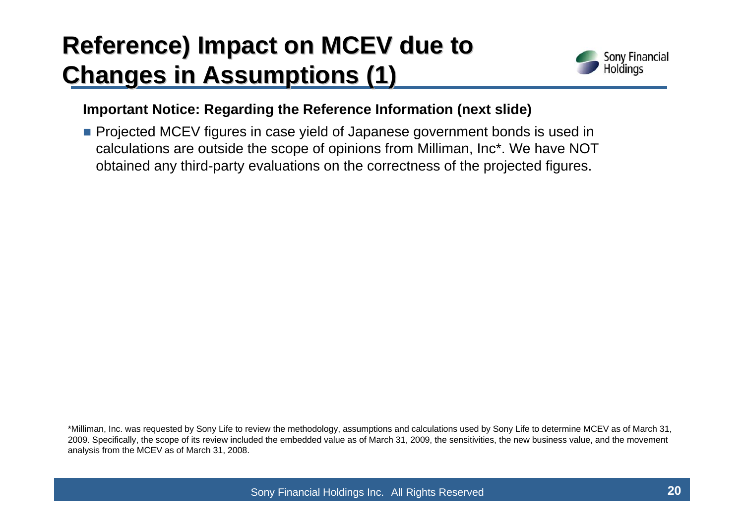# Reference) Impact on MCEV due to Changes in Assumptions (1)

**Important Notice: Regarding the Reference Information (next slide)**

- Projected MCEV figures in case yield of Japanese government bonds is used in calculations are outside the scope of opinions from Milliman, Inc*. We have NOT obtained any third-party evaluations on the correctness of the projected figures.

*Milliman, Inc. was requested by Sony Life to review the methodology, assumptions and calculations used by Sony Life to determine MCEV as of March 31, 2009. Specifically, the scope of its review included the embedded value as of March 31, 2009, the sensitivities, the new business value, and the movement analysis from the MCEV as of March 31, 2008.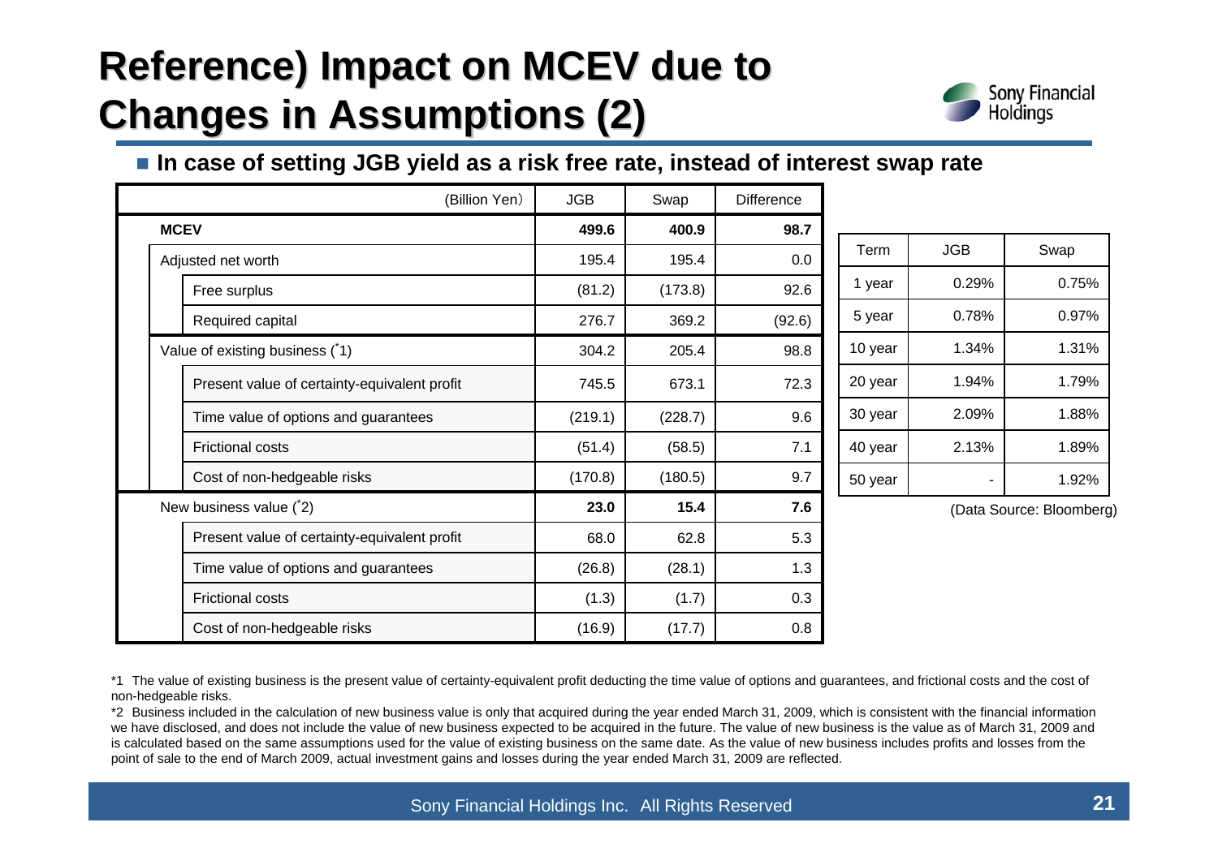# Reference) Impact on MCEV due to Changes in Assumptions (2)

- **In case of setting JGB yield as a risk free rate, instead of interest swap rate**

| (Billion Yen) | JGB | Swap | Difference |
|---|---|---|---|
| **MCEV** | **499.6** | **400.9** | **98.7** |
| Adjusted net worth | 195.4 | 195.4 | 0.0 |
| Free surplus | (81.2) | (173.8) | 92.6 |
| Required capital | 276.7 | 369.2 | (92.6) |
| Value of existing business (*1) | 304.2 | 205.4 | 98.8 |
| Present value of certainty-equivalent profit | 745.5 | 673.1 | 72.3 |
| Time value of options and guarantees | (219.1) | (228.7) | 9.6 |
| Frictional costs | (51.4) | (58.5) | 7.1 |
| Cost of non-hedgeable risks | (170.8) | (180.5) | 9.7 |
| New business value (*2) | **23.0** | **15.4** | **7.6** |
| Present value of certainty-equivalent profit | 68.0 | 62.8 | 5.3 |
| Time value of options and guarantees | (26.8) | (28.1) | 1.3 |
| Frictional costs | (1.3) | (1.7) | 0.3 |
| Cost of non-hedgeable risks | (16.9) | (17.7) | 0.8 |

| Term | JGB | Swap |
|---|---|---|
| 1 year | 0.29% | 0.75% |
| 5 year | 0.78% | 0.97% |
| 10 year | 1.34% | 1.31% |
| 20 year | 1.94% | 1.79% |
| 30 year | 2.09% | 1.88% |
| 40 year | 2.13% | 1.89% |
| 50 year | - | 1.92% |

(Data Source: Bloomberg)

*1 The value of existing business is the present value of certainty-equivalent profit deducting the time value of options and guarantees, and frictional costs and the cost of non-hedgeable risks.

*2 Business included in the calculation of new business value is only that acquired during the year ended March 31, 2009, which is consistent with the financial information we have disclosed, and does not include the value of new business expected to be acquired in the future. The value of new business is the value as of March 31, 2009 and is calculated based on the same assumptions used for the value of existing business on the same date. As the value of new business includes profits and losses from the point of sale to the end of March 2009, actual investment gains and losses during the year ended March 31, 2009 are reflected.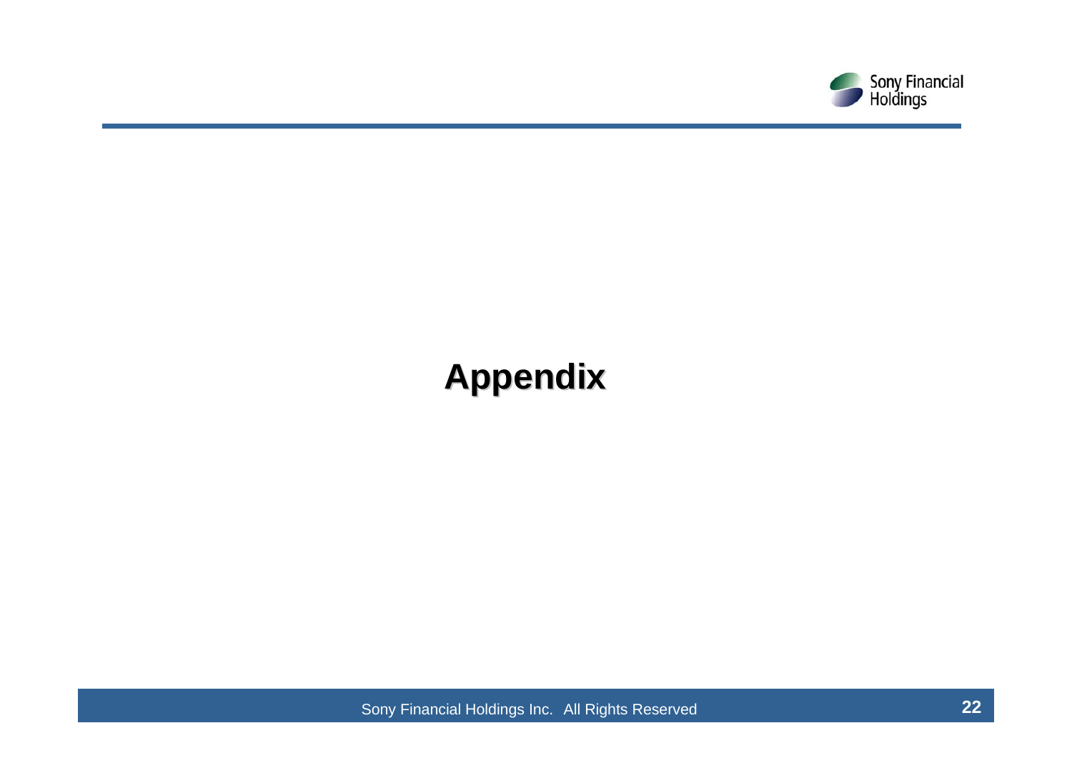# Appendix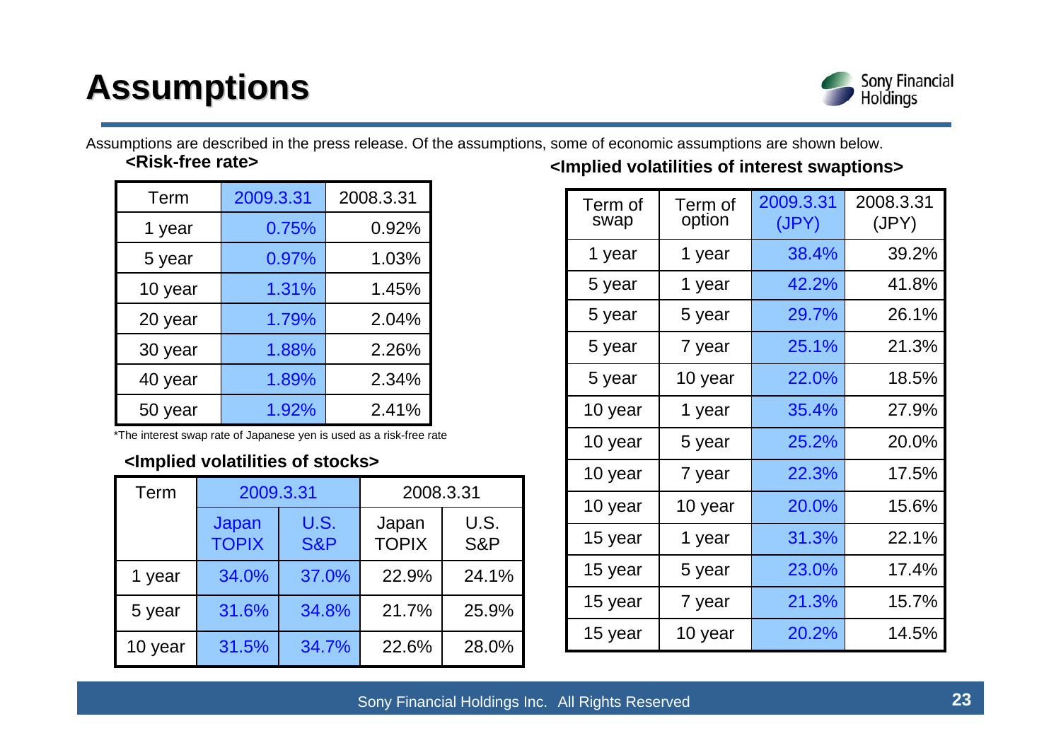# Assumptions

Assumptions are described in the press release. Of the assumptions, some of economic assumptions are shown below.

**<Risk-free rate>**

| Term | 2009.3.31 | 2008.3.31 |
|---|---|---|
| 1 year | 0.75% | 0.92% |
| 5 year | 0.97% | 1.03% |
| 10 year | 1.31% | 1.45% |
| 20 year | 1.79% | 2.04% |
| 30 year | 1.88% | 2.26% |
| 40 year | 1.89% | 2.34% |
| 50 year | 1.92% | 2.41% |

*The interest swap rate of Japanese yen is used as a risk-free rate

**<Implied volatilities of stocks>**

| Term | 2009.3.31 | | 2008.3.31 | |
|---|---|---|---|---|
| | Japan TOPIX | U.S. S&P | Japan TOPIX | U.S. S&P |
| 1 year | 34.0% | 37.0% | 22.9% | 24.1% |
| 5 year | 31.6% | 34.8% | 21.7% | 25.9% |
| 10 year | 31.5% | 34.7% | 22.6% | 28.0% |

**<Implied volatilities of interest swaptions>**

| Term of swap | Term of option | 2009.3.31 (JPY) | 2008.3.31 (JPY) |
|---|---|---|---|
| 1 year | 1 year | 38.4% | 39.2% |
| 5 year | 1 year | 42.2% | 41.8% |
| 5 year | 5 year | 29.7% | 26.1% |
| 5 year | 7 year | 25.1% | 21.3% |
| 5 year | 10 year | 22.0% | 18.5% |
| 10 year | 1 year | 35.4% | 27.9% |
| 10 year | 5 year | 25.2% | 20.0% |
| 10 year | 7 year | 22.3% | 17.5% |
| 10 year | 10 year | 20.0% | 15.6% |
| 15 year | 1 year | 31.3% | 22.1% |
| 15 year | 5 year | 23.0% | 17.4% |
| 15 year | 7 year | 21.3% | 15.7% |
| 15 year | 10 year | 20.2% | 14.5% |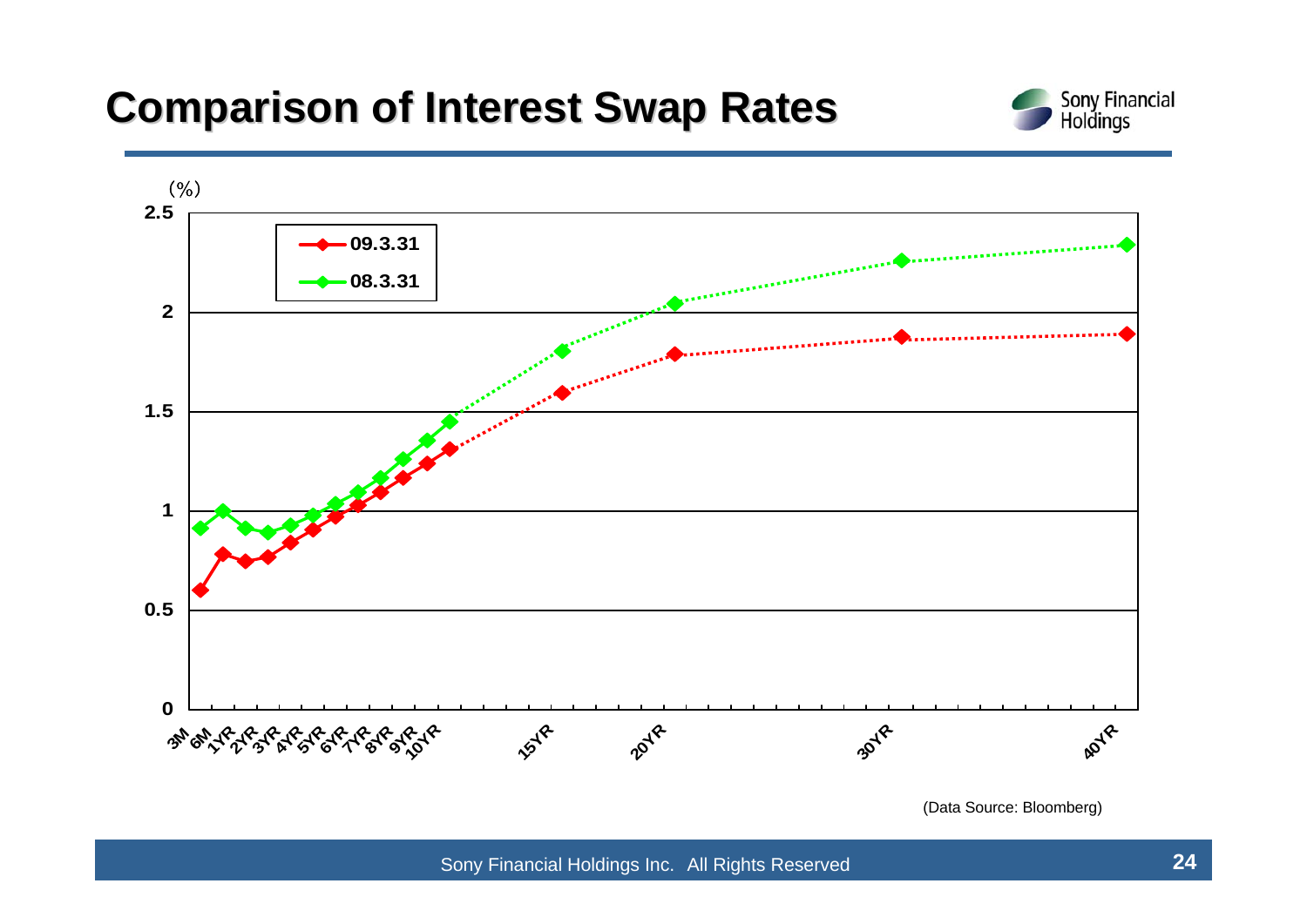# Comparison of Interest Swap Rates

(%)

| | 3M | 6M | 1YR | 2YR | 3YR | 4YR | 5YR | 6YR | 7YR | 8YR | 9YR | 10YR | 15YR | 20YR | 30YR | 40YR |
|---|---|---|---|---|---|---|---|---|---|---|---|---|---|---|---|---|
| 09.3.31 | | | | | | | | | | | | | | | | |
| 08.3.31 | | | | | | | | | | | | | | | | |

Y-axis: 0, 0.5, 1, 1.5, 2, 2.5

(Data Source: Bloomberg)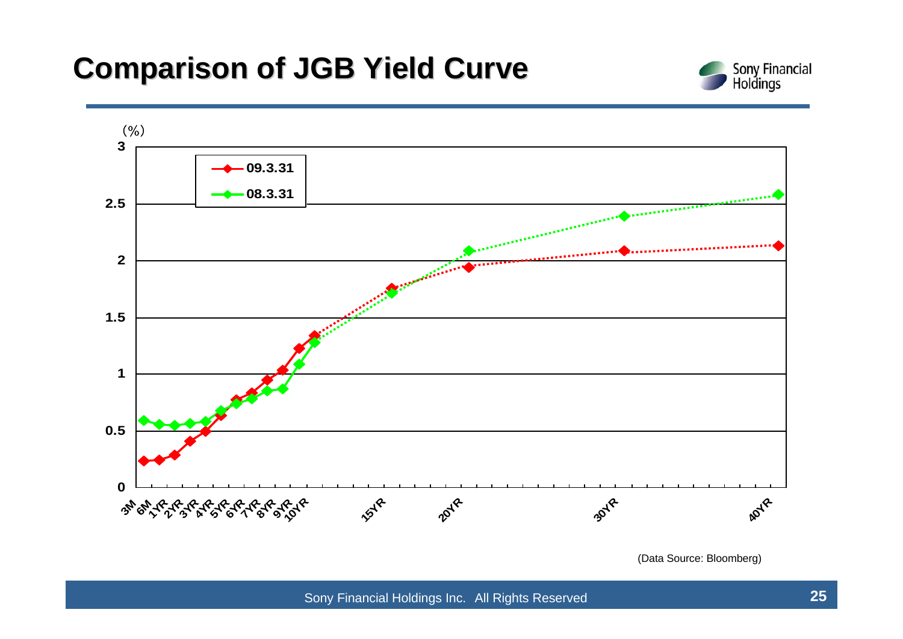# Comparison of JGB Yield Curve

(%)

| | 3M | 6M | 1YR | 2YR | 3YR | 4YR | 5YR | 6YR | 7YR | 8YR | 9YR | 10YR | 15YR | 20YR | 30YR | 40YR |
|---|---|---|---|---|---|---|---|---|---|---|---|---|---|---|---|---|
| 09.3.31 | | | | | | | | | | | | | | | | |
| 08.3.31 | | | | | | | | | | | | | | | | |

(Data Source: Bloomberg)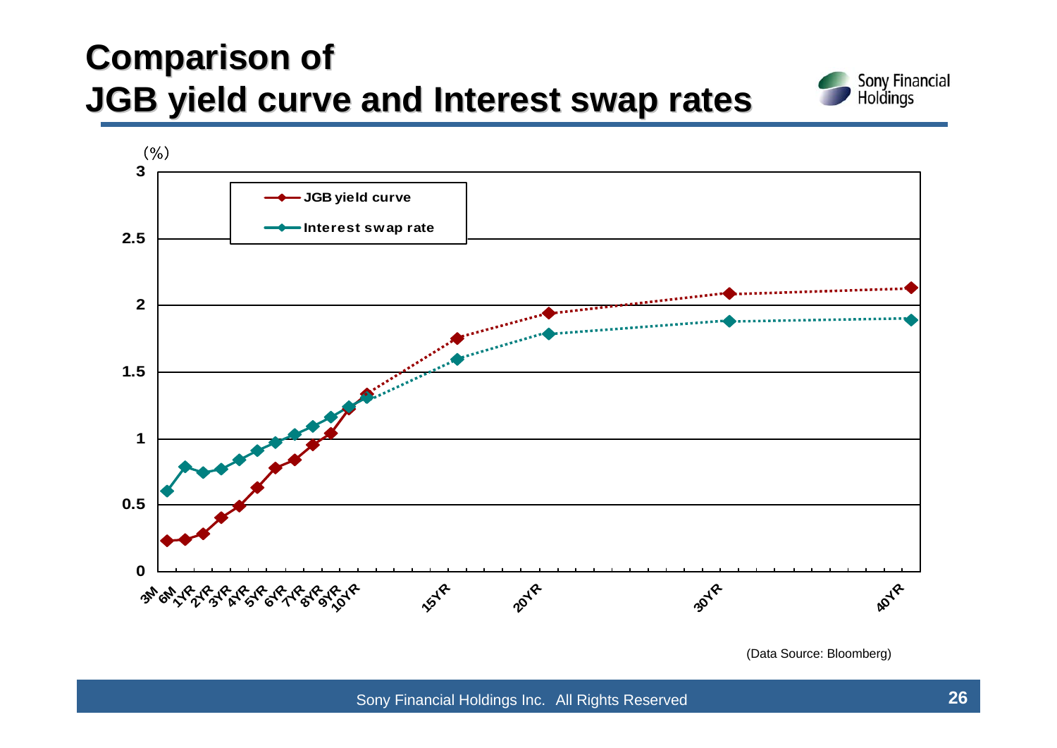# Comparison of JGB yield curve and Interest swap rates

(%)

- JGB yield curve
- Interest swap rate

(Data Source: Bloomberg)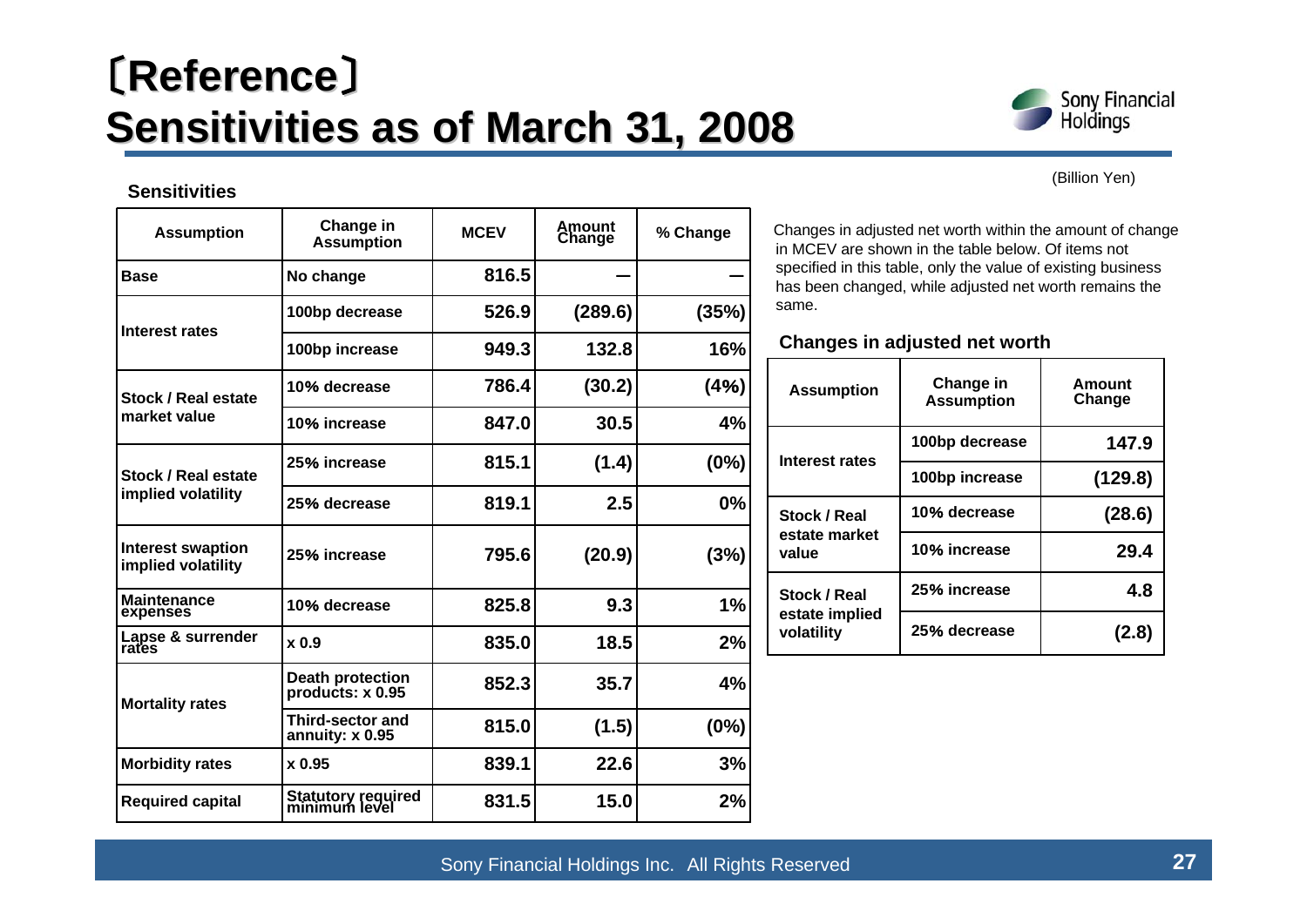# 〔Reference〕
# Sensitivities as of March 31, 2008

(Billion Yen)

**Sensitivities**

| Assumption | Change in Assumption | MCEV | Amount Change | % Change |
|---|---|---|---|---|
| Base | No change | 816.5 | — | — |
| Interest rates | 100bp decrease | 526.9 | (289.6) | (35%) |
| | 100bp increase | 949.3 | 132.8 | 16% |
| Stock / Real estate market value | 10% decrease | 786.4 | (30.2) | (4%) |
| | 10% increase | 847.0 | 30.5 | 4% |
| Stock / Real estate implied volatility | 25% increase | 815.1 | (1.4) | (0%) |
| | 25% decrease | 819.1 | 2.5 | 0% |
| Interest swaption implied volatility | 25% increase | 795.6 | (20.9) | (3%) |
| Maintenance expenses | 10% decrease | 825.8 | 9.3 | 1% |
| Lapse & surrender rates | x 0.9 | 835.0 | 18.5 | 2% |
| Mortality rates | Death protection products: x 0.95 | 852.3 | 35.7 | 4% |
| | Third-sector and annuity: x 0.95 | 815.0 | (1.5) | (0%) |
| Morbidity rates | x 0.95 | 839.1 | 22.6 | 3% |
| Required capital | Statutory required minimum level | 831.5 | 15.0 | 2% |

Changes in adjusted net worth within the amount of change in MCEV are shown in the table below. Of items not specified in this table, only the value of existing business has been changed, while adjusted net worth remains the same.

**Changes in adjusted net worth**

| Assumption | Change in Assumption | Amount Change |
|---|---|---|
| Interest rates | 100bp decrease | 147.9 |
| | 100bp increase | (129.8) |
| Stock / Real estate market value | 10% decrease | (28.6) |
| | 10% increase | 29.4 |
| Stock / Real estate implied volatility | 25% increase | 4.8 |
| | 25% decrease | (2.8) |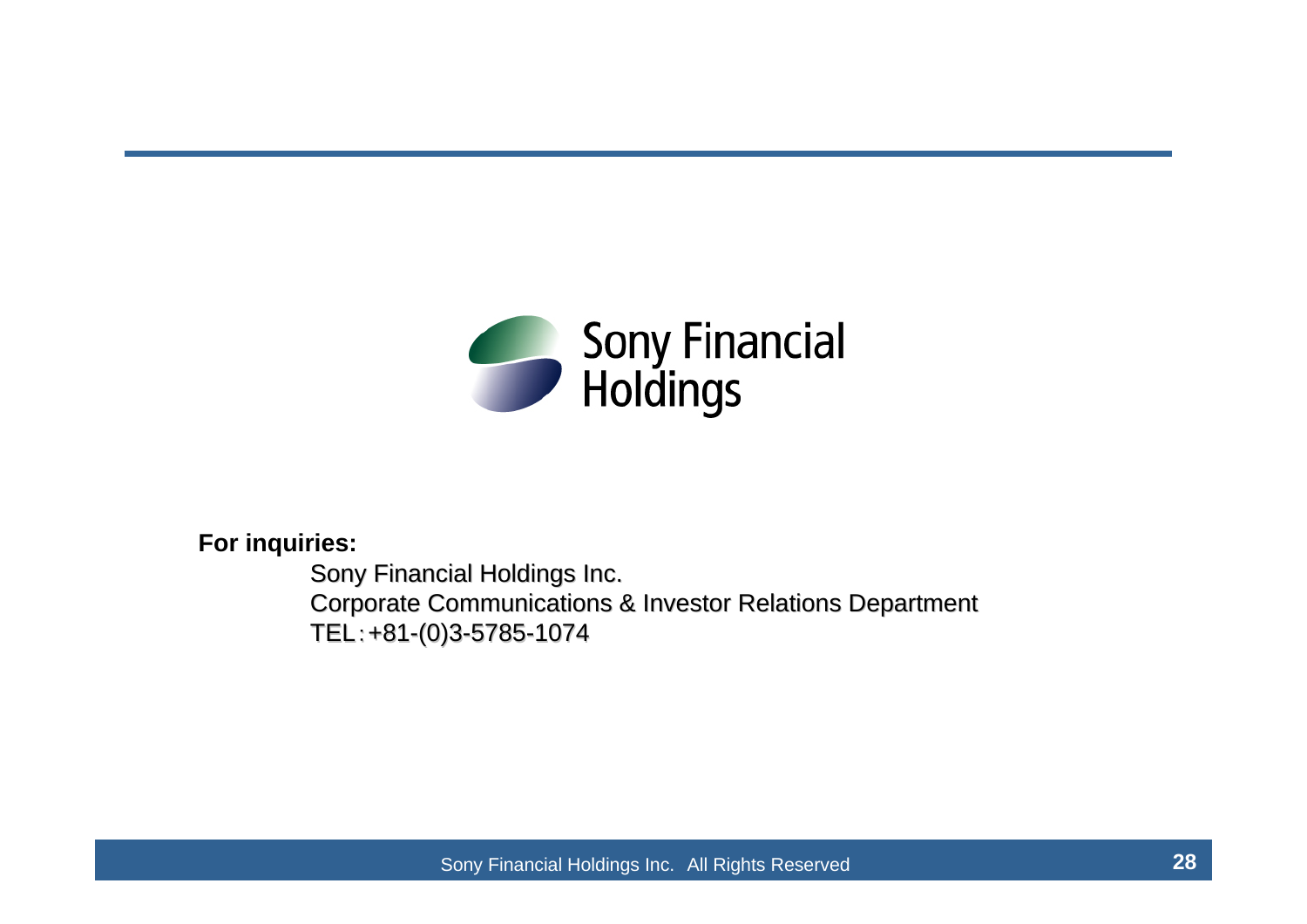Sony Financial Holdings

**For inquiries:**

Sony Financial Holdings Inc.
Corporate Communications & Investor Relations Department
TEL：+81-(0)3-5785-1074